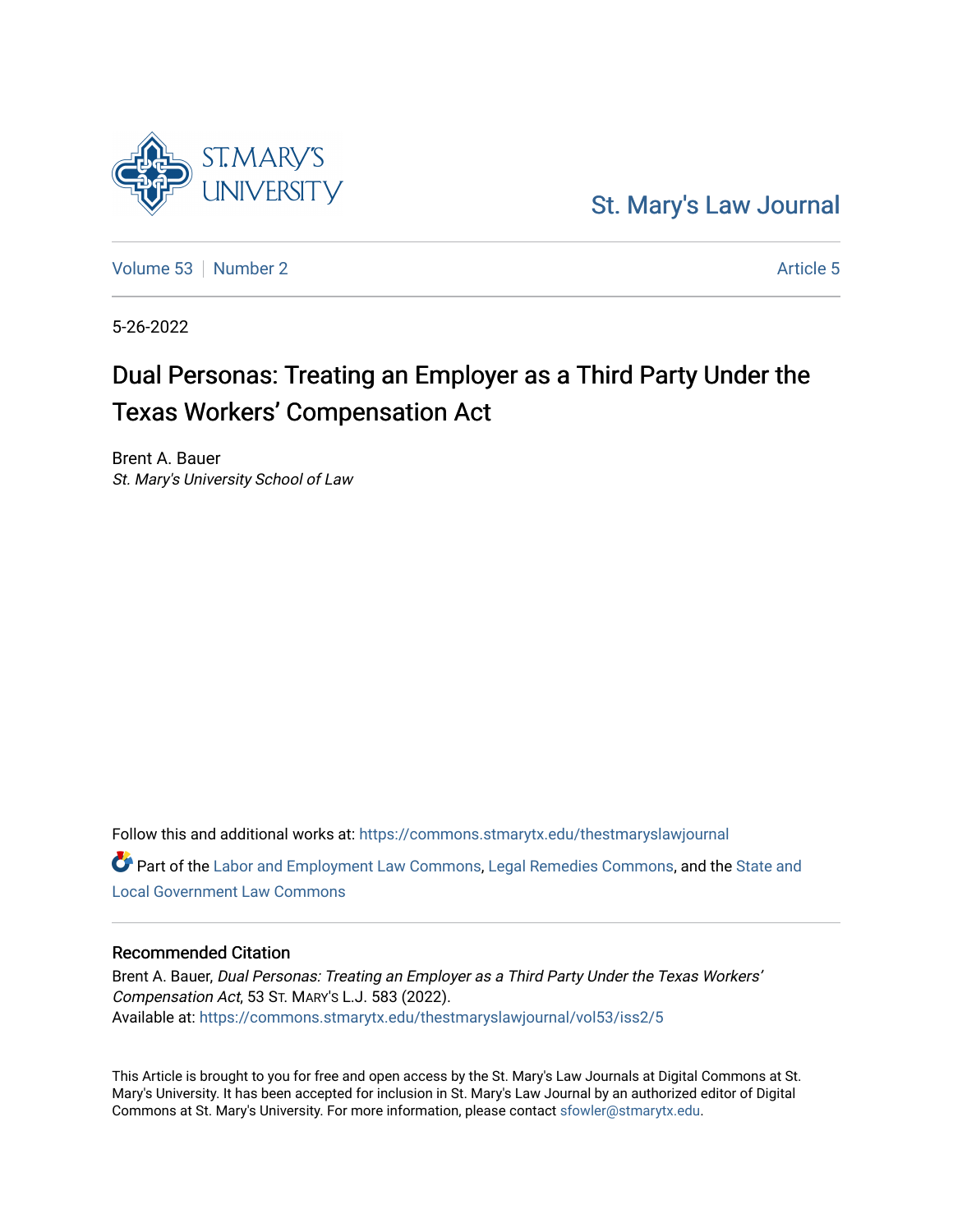St. Mary's Law Journal

Volume 53 | Number 2 | Article 5

5-26-2022

# Dual Personas: Treating an Employer as a Third Party Under the Texas Workers' Compensation Act

Brent A. Bauer
*St. Mary's University School of Law*

Follow this and additional works at: https://commons.stmarytx.edu/thestmaryslawjournal

Part of the Labor and Employment Law Commons, Legal Remedies Commons, and the State and Local Government Law Commons

## Recommended Citation

Brent A. Bauer, *Dual Personas: Treating an Employer as a Third Party Under the Texas Workers' Compensation Act*, 53 ST. MARY'S L.J. 583 (2022).
Available at: https://commons.stmarytx.edu/thestmaryslawjournal/vol53/iss2/5

This Article is brought to you for free and open access by the St. Mary's Law Journals at Digital Commons at St. Mary's University. It has been accepted for inclusion in St. Mary's Law Journal by an authorized editor of Digital Commons at St. Mary's University. For more information, please contact sfowler@stmarytx.edu.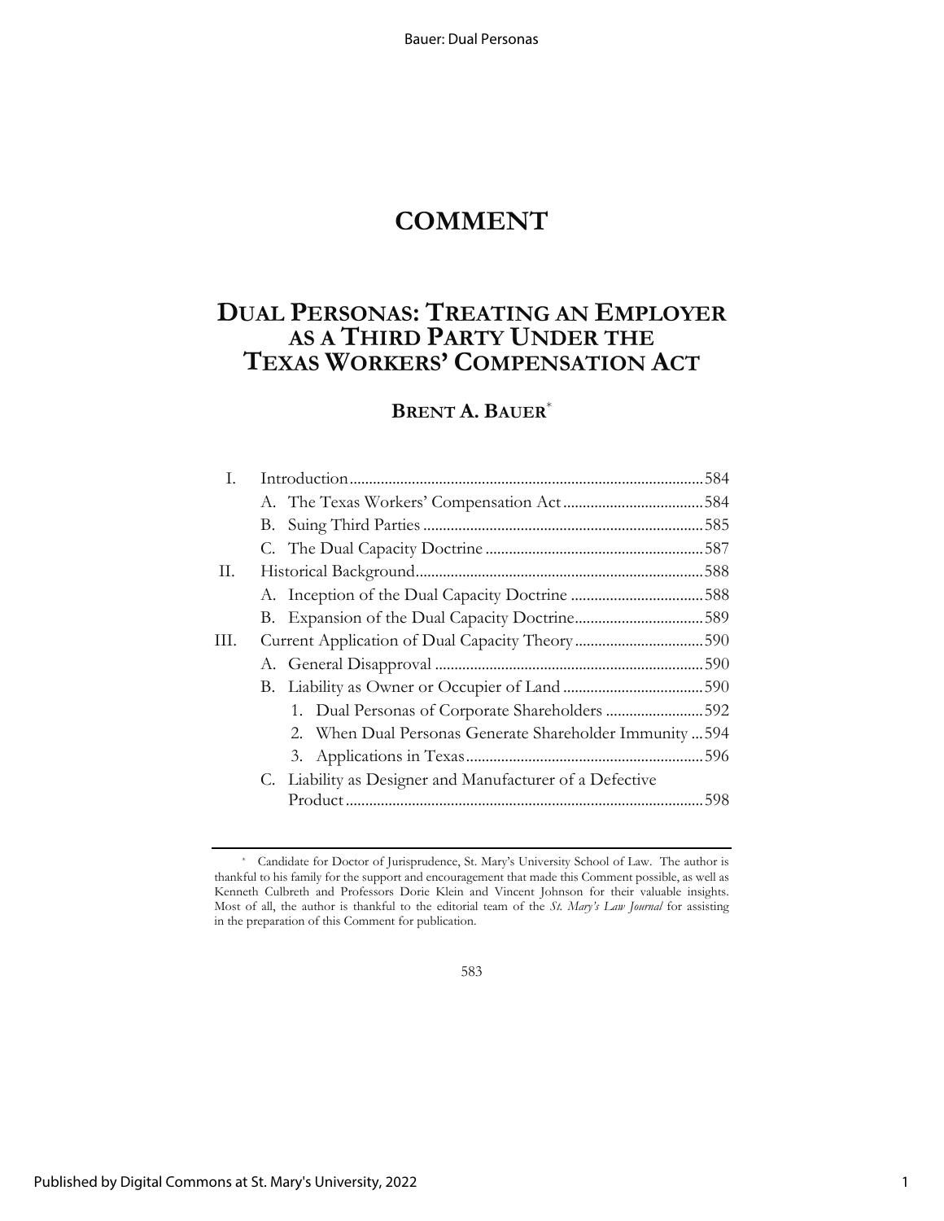# COMMENT

## DUAL PERSONAS: TREATING AN EMPLOYER AS A THIRD PARTY UNDER THE TEXAS WORKERS' COMPENSATION ACT

### BRENT A. BAUER*

| | | |
|---|---|---|
| I. | Introduction | 584 |
| | A. The Texas Workers' Compensation Act | 584 |
| | B. Suing Third Parties | 585 |
| | C. The Dual Capacity Doctrine | 587 |
| II. | Historical Background | 588 |
| | A. Inception of the Dual Capacity Doctrine | 588 |
| | B. Expansion of the Dual Capacity Doctrine | 589 |
| III. | Current Application of Dual Capacity Theory | 590 |
| | A. General Disapproval | 590 |
| | B. Liability as Owner or Occupier of Land | 590 |
| | 1. Dual Personas of Corporate Shareholders | 592 |
| | 2. When Dual Personas Generate Shareholder Immunity | 594 |
| | 3. Applications in Texas | 596 |
| | C. Liability as Designer and Manufacturer of a Defective Product | 598 |

\* Candidate for Doctor of Jurisprudence, St. Mary's University School of Law. The author is thankful to his family for the support and encouragement that made this Comment possible, as well as Kenneth Culbreth and Professors Dorie Klein and Vincent Johnson for their valuable insights. Most of all, the author is thankful to the editorial team of the *St. Mary's Law Journal* for assisting in the preparation of this Comment for publication.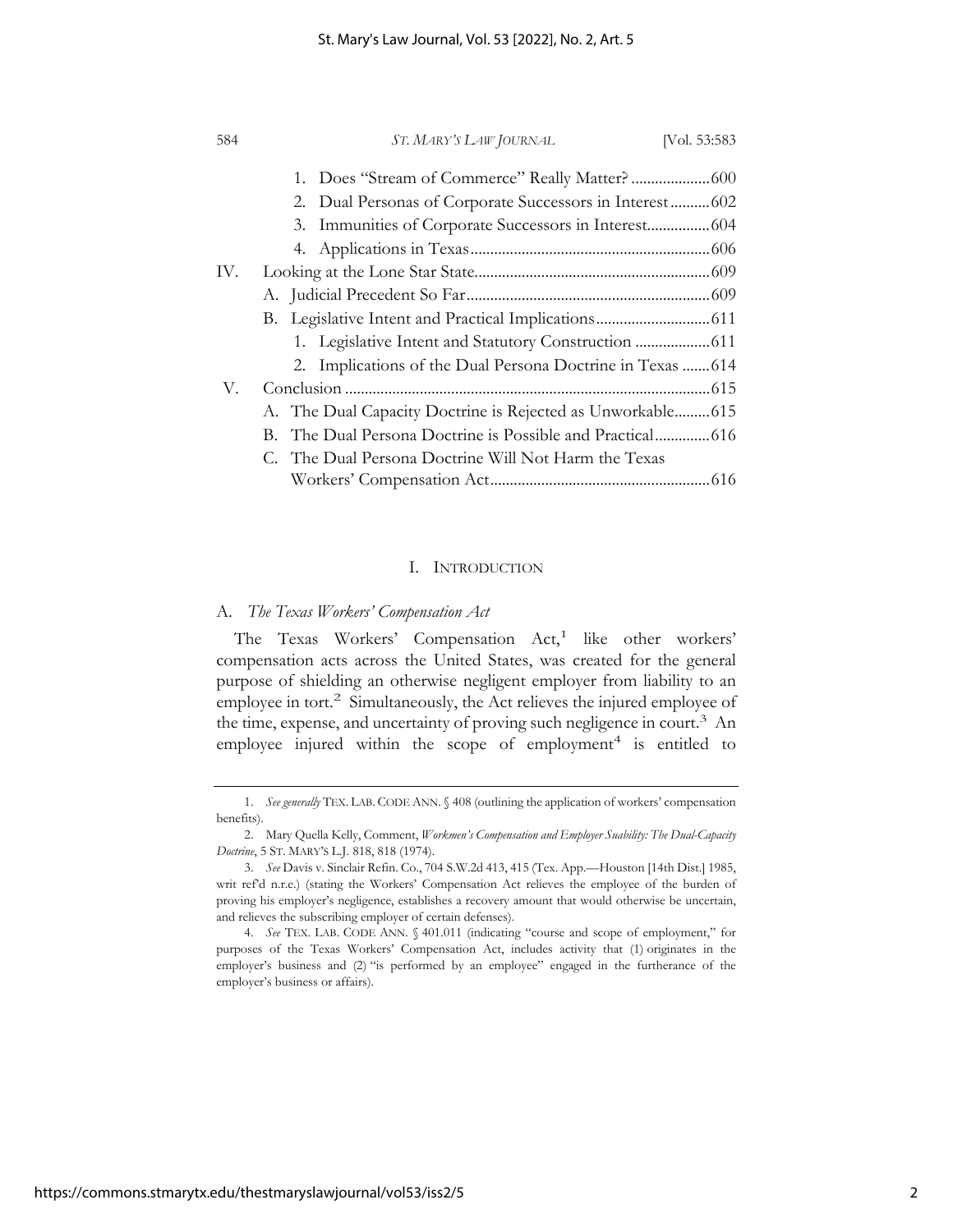1. Does "Stream of Commerce" Really Matter? .................... 600
2. Dual Personas of Corporate Successors in Interest .......... 602
3. Immunities of Corporate Successors in Interest ................ 604
4. Applications in Texas ............................................................ 606

IV. Looking at the Lone Star State ........................................................... 609

A. Judicial Precedent So Far ............................................................. 609

B. Legislative Intent and Practical Implications ............................. 611

1. Legislative Intent and Statutory Construction ................... 611
2. Implications of the Dual Persona Doctrine in Texas ....... 614

V. Conclusion ............................................................................................ 615

A. The Dual Capacity Doctrine is Rejected as Unworkable ......... 615

B. The Dual Persona Doctrine is Possible and Practical .............. 616

C. The Dual Persona Doctrine Will Not Harm the Texas Workers' Compensation Act ....................................................... 616

## I. Introduction

### A. *The Texas Workers' Compensation Act*

The Texas Workers' Compensation Act,[1] like other workers' compensation acts across the United States, was created for the general purpose of shielding an otherwise negligent employer from liability to an employee in tort.[2] Simultaneously, the Act relieves the injured employee of the time, expense, and uncertainty of proving such negligence in court.[3] An employee injured within the scope of employment[4] is entitled to

---

1. *See generally* TEX. LAB. CODE ANN. § 408 (outlining the application of workers' compensation benefits).

2. Mary Quella Kelly, Comment, *Workmen's Compensation and Employer Suability: The Dual-Capacity Doctrine*, 5 ST. MARY'S L.J. 818, 818 (1974).

3. *See* Davis v. Sinclair Refin. Co., 704 S.W.2d 413, 415 (Tex. App.—Houston [14th Dist.] 1985, writ ref'd n.r.e.) (stating the Workers' Compensation Act relieves the employee of the burden of proving his employer's negligence, establishes a recovery amount that would otherwise be uncertain, and relieves the subscribing employer of certain defenses).

4. *See* TEX. LAB. CODE ANN. § 401.011 (indicating "course and scope of employment," for purposes of the Texas Workers' Compensation Act, includes activity that (1) originates in the employer's business and (2) "is performed by an employee" engaged in the furtherance of the employer's business or affairs).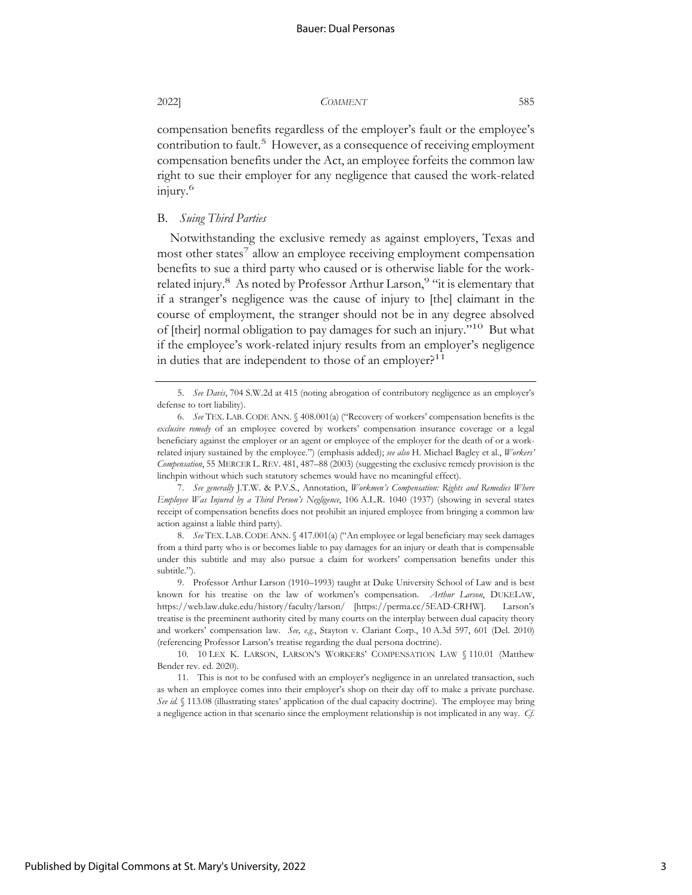compensation benefits regardless of the employer's fault or the employee's contribution to fault.[5] However, as a consequence of receiving employment compensation benefits under the Act, an employee forfeits the common law right to sue their employer for any negligence that caused the work-related injury.[6]

### B. *Suing Third Parties*

Notwithstanding the exclusive remedy as against employers, Texas and most other states[7] allow an employee receiving employment compensation benefits to sue a third party who caused or is otherwise liable for the work-related injury.[8] As noted by Professor Arthur Larson,[9] "it is elementary that if a stranger's negligence was the cause of injury to [the] claimant in the course of employment, the stranger should not be in any degree absolved of [their] normal obligation to pay damages for such an injury."[10] But what if the employee's work-related injury results from an employer's negligence in duties that are independent to those of an employer?[11]

---

5. *See Davis*, 704 S.W.2d at 415 (noting abrogation of contributory negligence as an employer's defense to tort liability).

6. *See* TEX. LAB. CODE ANN. § 408.001(a) ("Recovery of workers' compensation benefits is the *exclusive remedy* of an employee covered by workers' compensation insurance coverage or a legal beneficiary against the employer or an agent or employee of the employer for the death of or a work-related injury sustained by the employee.") (emphasis added); *see also* H. Michael Bagley et al., *Workers' Compensation*, 55 MERCER L. REV. 481, 487–88 (2003) (suggesting the exclusive remedy provision is the linchpin without which such statutory schemes would have no meaningful effect).

7. *See generally* J.T.W. & P.V.S., Annotation, *Workmen's Compensation: Rights and Remedies Where Employee Was Injured by a Third Person's Negligence*, 106 A.L.R. 1040 (1937) (showing in several states receipt of compensation benefits does not prohibit an injured employee from bringing a common law action against a liable third party).

8. *See* TEX. LAB. CODE ANN. § 417.001(a) ("An employee or legal beneficiary may seek damages from a third party who is or becomes liable to pay damages for an injury or death that is compensable under this subtitle and may also pursue a claim for workers' compensation benefits under this subtitle.").

9. Professor Arthur Larson (1910–1993) taught at Duke University School of Law and is best known for his treatise on the law of workmen's compensation. *Arthur Larson*, DUKELAW, https://web.law.duke.edu/history/faculty/larson/ [https://perma.cc/5EAD-CRHW]. Larson's treatise is the preeminent authority cited by many courts on the interplay between dual capacity theory and workers' compensation law. *See, e.g.*, Stayton v. Clariant Corp., 10 A.3d 597, 601 (Del. 2010) (referencing Professor Larson's treatise regarding the dual persona doctrine).

10. 10 LEX K. LARSON, LARSON'S WORKERS' COMPENSATION LAW § 110.01 (Matthew Bender rev. ed. 2020).

11. This is not to be confused with an employer's negligence in an unrelated transaction, such as when an employee comes into their employer's shop on their day off to make a private purchase. *See id.* § 113.08 (illustrating states' application of the dual capacity doctrine). The employee may bring a negligence action in that scenario since the employment relationship is not implicated in any way. *Cf.*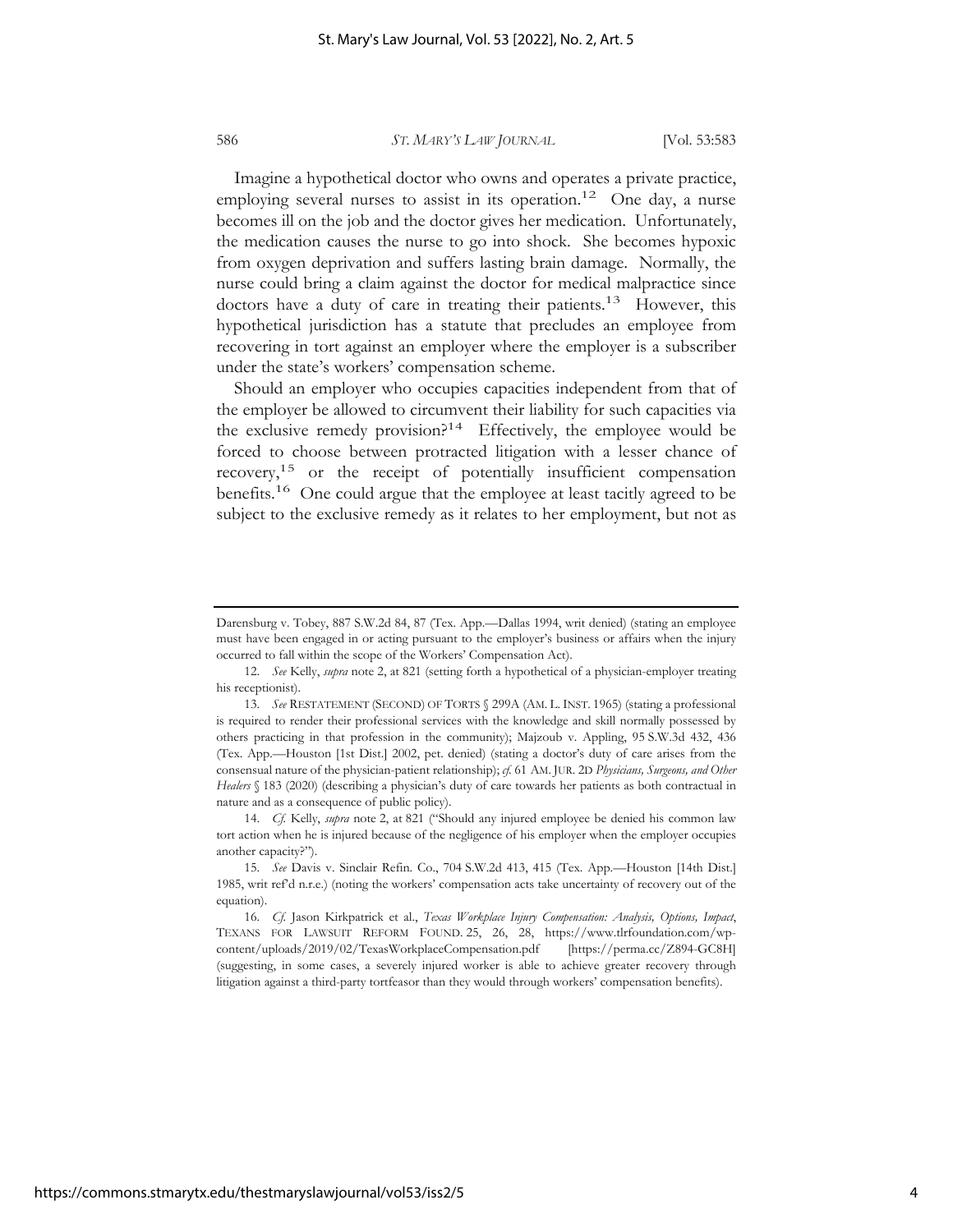Imagine a hypothetical doctor who owns and operates a private practice, employing several nurses to assist in its operation.[12] One day, a nurse becomes ill on the job and the doctor gives her medication. Unfortunately, the medication causes the nurse to go into shock. She becomes hypoxic from oxygen deprivation and suffers lasting brain damage. Normally, the nurse could bring a claim against the doctor for medical malpractice since doctors have a duty of care in treating their patients.[13] However, this hypothetical jurisdiction has a statute that precludes an employee from recovering in tort against an employer where the employer is a subscriber under the state's workers' compensation scheme.

Should an employer who occupies capacities independent from that of the employer be allowed to circumvent their liability for such capacities via the exclusive remedy provision?[14] Effectively, the employee would be forced to choose between protracted litigation with a lesser chance of recovery,[15] or the receipt of potentially insufficient compensation benefits.[16] One could argue that the employee at least tacitly agreed to be subject to the exclusive remedy as it relates to her employment, but not as

---

Darensburg v. Tobey, 887 S.W.2d 84, 87 (Tex. App.—Dallas 1994, writ denied) (stating an employee must have been engaged in or acting pursuant to the employer's business or affairs when the injury occurred to fall within the scope of the Workers' Compensation Act).

12. *See* Kelly, *supra* note 2, at 821 (setting forth a hypothetical of a physician-employer treating his receptionist).

13. *See* RESTATEMENT (SECOND) OF TORTS § 299A (AM. L. INST. 1965) (stating a professional is required to render their professional services with the knowledge and skill normally possessed by others practicing in that profession in the community); Majzoub v. Appling, 95 S.W.3d 432, 436 (Tex. App.—Houston [1st Dist.] 2002, pet. denied) (stating a doctor's duty of care arises from the consensual nature of the physician-patient relationship); *cf.* 61 AM. JUR. 2D *Physicians, Surgeons, and Other Healers* § 183 (2020) (describing a physician's duty of care towards her patients as both contractual in nature and as a consequence of public policy).

14. *Cf.* Kelly, *supra* note 2, at 821 ("Should any injured employee be denied his common law tort action when he is injured because of the negligence of his employer when the employer occupies another capacity?").

15. *See* Davis v. Sinclair Refin. Co., 704 S.W.2d 413, 415 (Tex. App.—Houston [14th Dist.] 1985, writ ref'd n.r.e.) (noting the workers' compensation acts take uncertainty of recovery out of the equation).

16. *Cf.* Jason Kirkpatrick et al., *Texas Workplace Injury Compensation: Analysis, Options, Impact*, TEXANS FOR LAWSUIT REFORM FOUND. 25, 26, 28, https://www.tlrfoundation.com/wp-content/uploads/2019/02/TexasWorkplaceCompensation.pdf [https://perma.cc/Z894-GC8H] (suggesting, in some cases, a severely injured worker is able to achieve greater recovery through litigation against a third-party tortfeasor than they would through workers' compensation benefits).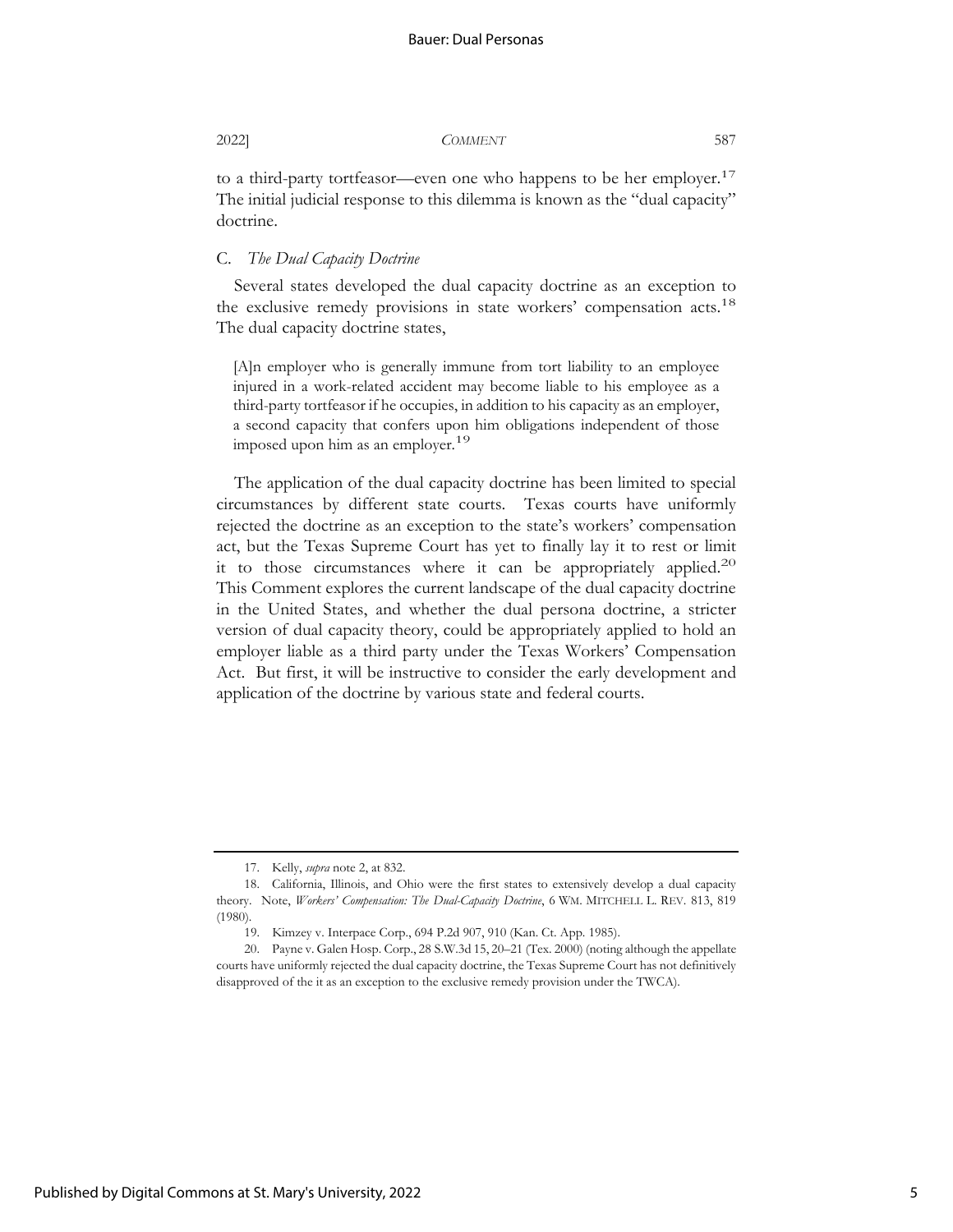to a third-party tortfeasor—even one who happens to be her employer.[17] The initial judicial response to this dilemma is known as the "dual capacity" doctrine.

### C. *The Dual Capacity Doctrine*

Several states developed the dual capacity doctrine as an exception to the exclusive remedy provisions in state workers' compensation acts.[18] The dual capacity doctrine states,

> [A]n employer who is generally immune from tort liability to an employee injured in a work-related accident may become liable to his employee as a third-party tortfeasor if he occupies, in addition to his capacity as an employer, a second capacity that confers upon him obligations independent of those imposed upon him as an employer.[19]

The application of the dual capacity doctrine has been limited to special circumstances by different state courts. Texas courts have uniformly rejected the doctrine as an exception to the state's workers' compensation act, but the Texas Supreme Court has yet to finally lay it to rest or limit it to those circumstances where it can be appropriately applied.[20] This Comment explores the current landscape of the dual capacity doctrine in the United States, and whether the dual persona doctrine, a stricter version of dual capacity theory, could be appropriately applied to hold an employer liable as a third party under the Texas Workers' Compensation Act. But first, it will be instructive to consider the early development and application of the doctrine by various state and federal courts.

---

17. Kelly, *supra* note 2, at 832.

18. California, Illinois, and Ohio were the first states to extensively develop a dual capacity theory. Note, *Workers' Compensation: The Dual-Capacity Doctrine*, 6 WM. MITCHELL L. REV. 813, 819 (1980).

19. Kimzey v. Interpace Corp., 694 P.2d 907, 910 (Kan. Ct. App. 1985).

20. Payne v. Galen Hosp. Corp., 28 S.W.3d 15, 20–21 (Tex. 2000) (noting although the appellate courts have uniformly rejected the dual capacity doctrine, the Texas Supreme Court has not definitively disapproved of the it as an exception to the exclusive remedy provision under the TWCA).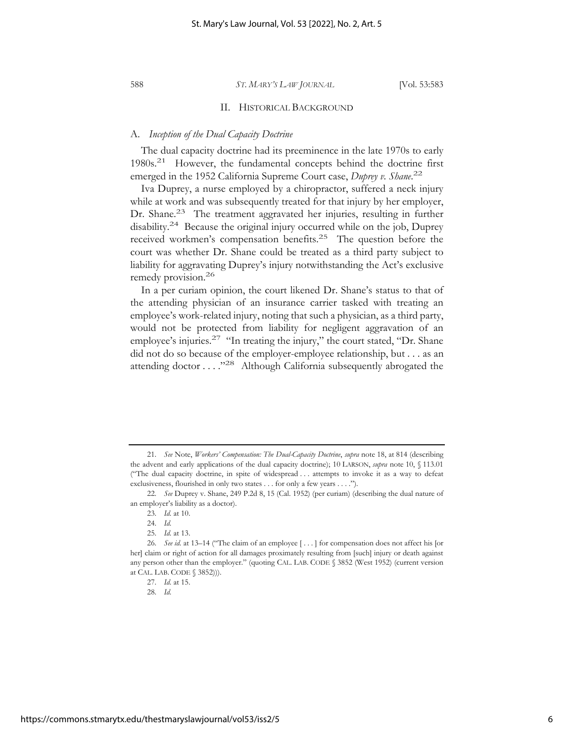## II. HISTORICAL BACKGROUND

### A. *Inception of the Dual Capacity Doctrine*

The dual capacity doctrine had its preeminence in the late 1970s to early 1980s.[21] However, the fundamental concepts behind the doctrine first emerged in the 1952 California Supreme Court case, *Duprey v. Shane*.[22]

Iva Duprey, a nurse employed by a chiropractor, suffered a neck injury while at work and was subsequently treated for that injury by her employer, Dr. Shane.[23] The treatment aggravated her injuries, resulting in further disability.[24] Because the original injury occurred while on the job, Duprey received workmen's compensation benefits.[25] The question before the court was whether Dr. Shane could be treated as a third party subject to liability for aggravating Duprey's injury notwithstanding the Act's exclusive remedy provision.[26]

In a per curiam opinion, the court likened Dr. Shane's status to that of the attending physician of an insurance carrier tasked with treating an employee's work-related injury, noting that such a physician, as a third party, would not be protected from liability for negligent aggravation of an employee's injuries.[27] "In treating the injury," the court stated, "Dr. Shane did not do so because of the employer-employee relationship, but . . . as an attending doctor . . . ."[28] Although California subsequently abrogated the

---

21. *See* Note, *Workers' Compensation: The Dual-Capacity Doctrine*, *supra* note 18, at 814 (describing the advent and early applications of the dual capacity doctrine); 10 LARSON, *supra* note 10, § 113.01 ("The dual capacity doctrine, in spite of widespread . . . attempts to invoke it as a way to defeat exclusiveness, flourished in only two states . . . for only a few years . . . .").

22. *See* Duprey v. Shane, 249 P.2d 8, 15 (Cal. 1952) (per curiam) (describing the dual nature of an employer's liability as a doctor).

23. *Id.* at 10.

24. *Id.*

25. *Id.* at 13.

26. *See id.* at 13–14 ("The claim of an employee [ . . . ] for compensation does not affect his [or her] claim or right of action for all damages proximately resulting from [such] injury or death against any person other than the employer." (quoting CAL. LAB. CODE § 3852 (West 1952) (current version at CAL. LAB. CODE § 3852))).

27. *Id.* at 15.

28. *Id.*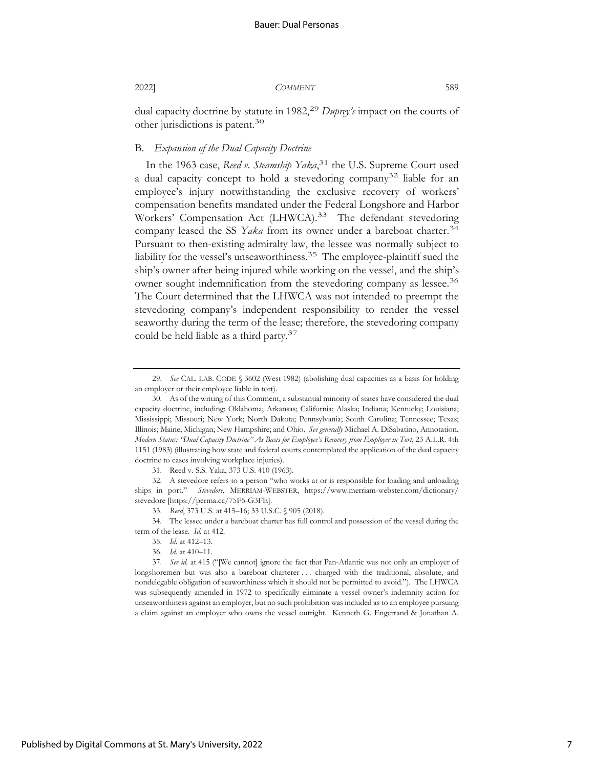dual capacity doctrine by statute in 1982,[29] *Duprey's* impact on the courts of other jurisdictions is patent.[30]

## B. *Expansion of the Dual Capacity Doctrine*

In the 1963 case, *Reed v. Steamship Yaka*,[31] the U.S. Supreme Court used a dual capacity concept to hold a stevedoring company[32] liable for an employee's injury notwithstanding the exclusive recovery of workers' compensation benefits mandated under the Federal Longshore and Harbor Workers' Compensation Act (LHWCA).[33] The defendant stevedoring company leased the SS *Yaka* from its owner under a bareboat charter.[34] Pursuant to then-existing admiralty law, the lessee was normally subject to liability for the vessel's unseaworthiness.[35] The employee-plaintiff sued the ship's owner after being injured while working on the vessel, and the ship's owner sought indemnification from the stevedoring company as lessee.[36] The Court determined that the LHWCA was not intended to preempt the stevedoring company's independent responsibility to render the vessel seaworthy during the term of the lease; therefore, the stevedoring company could be held liable as a third party.[37]

---

29. *See* CAL. LAB. CODE § 3602 (West 1982) (abolishing dual capacities as a basis for holding an employer or their employee liable in tort).

30. As of the writing of this Comment, a substantial minority of states have considered the dual capacity doctrine, including: Oklahoma; Arkansas; California; Alaska; Indiana; Kentucky; Louisiana; Mississippi; Missouri; New York; North Dakota; Pennsylvania; South Carolina; Tennessee; Texas; Illinois; Maine; Michigan; New Hampshire; and Ohio. *See generally* Michael A. DiSabatino, Annotation, *Modern Status: "Dual Capacity Doctrine" As Basis for Employee's Recovery from Employer in Tort*, 23 A.L.R. 4th 1151 (1983) (illustrating how state and federal courts contemplated the application of the dual capacity doctrine to cases involving workplace injuries).

31. Reed v. S.S. Yaka, 373 U.S. 410 (1963).

32. A stevedore refers to a person "who works at or is responsible for loading and unloading ships in port." *Stevedore*, MERRIAM-WEBSTER, https://www.merriam-webster.com/dictionary/stevedore [https://perma.cc/75F5-G3FE].

33. *Reed*, 373 U.S. at 415–16; 33 U.S.C. § 905 (2018).

34. The lessee under a bareboat charter has full control and possession of the vessel during the term of the lease. *Id.* at 412.

35. *Id.* at 412–13.

36. *Id.* at 410–11.

37. *See id.* at 415 ("[We cannot] ignore the fact that Pan-Atlantic was not only an employer of longshoremen but was also a bareboat charterer . . . charged with the traditional, absolute, and nondelegable obligation of seaworthiness which it should not be permitted to avoid."). The LHWCA was subsequently amended in 1972 to specifically eliminate a vessel owner's indemnity action for unseaworthiness against an employer, but no such prohibition was included as to an employee pursuing a claim against an employer who owns the vessel outright. Kenneth G. Engerrand & Jonathan A.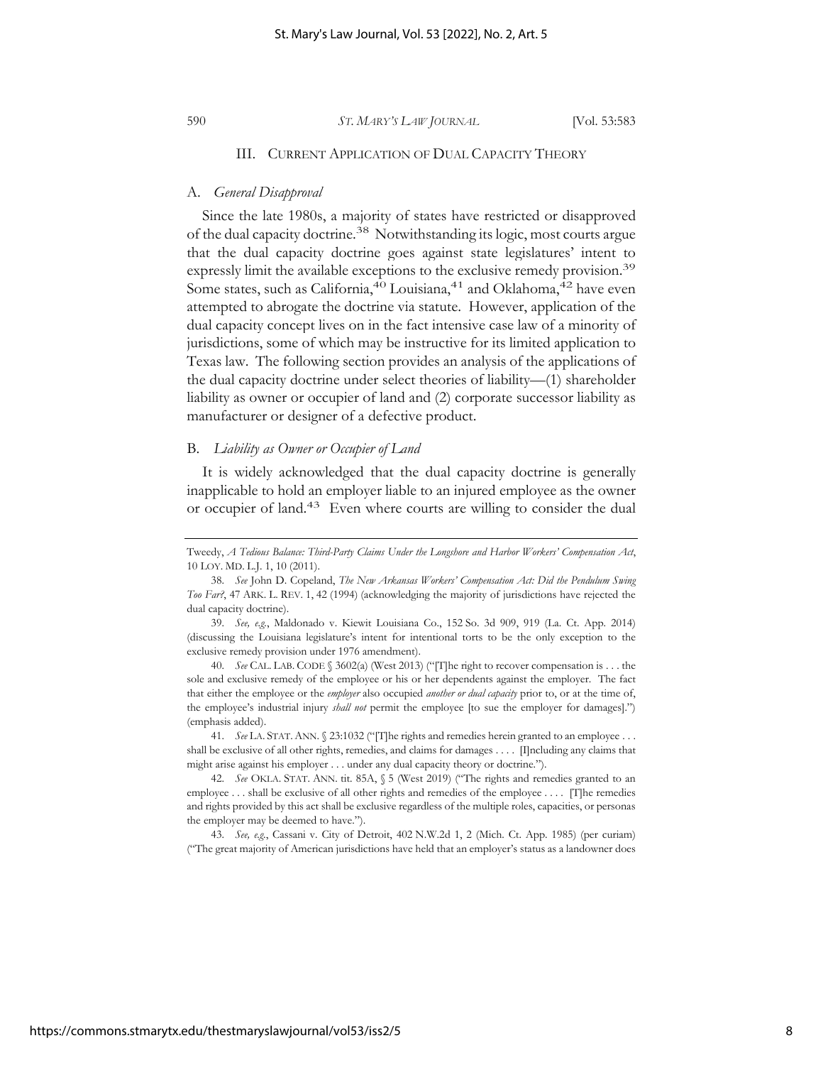## III. Current Application of Dual Capacity Theory

### A. *General Disapproval*

Since the late 1980s, a majority of states have restricted or disapproved of the dual capacity doctrine.[38] Notwithstanding its logic, most courts argue that the dual capacity doctrine goes against state legislatures' intent to expressly limit the available exceptions to the exclusive remedy provision.[39] Some states, such as California,[40] Louisiana,[41] and Oklahoma,[42] have even attempted to abrogate the doctrine via statute. However, application of the dual capacity concept lives on in the fact intensive case law of a minority of jurisdictions, some of which may be instructive for its limited application to Texas law. The following section provides an analysis of the applications of the dual capacity doctrine under select theories of liability—(1) shareholder liability as owner or occupier of land and (2) corporate successor liability as manufacturer or designer of a defective product.

### B. *Liability as Owner or Occupier of Land*

It is widely acknowledged that the dual capacity doctrine is generally inapplicable to hold an employer liable to an injured employee as the owner or occupier of land.[43] Even where courts are willing to consider the dual

---

Tweedy, *A Tedious Balance: Third-Party Claims Under the Longshore and Harbor Workers' Compensation Act*, 10 LOY. MD. L.J. 1, 10 (2011).

38. *See* John D. Copeland, *The New Arkansas Workers' Compensation Act: Did the Pendulum Swing Too Far?*, 47 ARK. L. REV. 1, 42 (1994) (acknowledging the majority of jurisdictions have rejected the dual capacity doctrine).

39. *See, e.g.*, Maldonado v. Kiewit Louisiana Co., 152 So. 3d 909, 919 (La. Ct. App. 2014) (discussing the Louisiana legislature's intent for intentional torts to be the only exception to the exclusive remedy provision under 1976 amendment).

40. *See* CAL. LAB. CODE § 3602(a) (West 2013) ("[T]he right to recover compensation is . . . the sole and exclusive remedy of the employee or his or her dependents against the employer. The fact that either the employee or the *employer* also occupied *another or dual capacity* prior to, or at the time of, the employee's industrial injury *shall not* permit the employee [to sue the employer for damages].") (emphasis added).

41. *See* LA. STAT. ANN. § 23:1032 ("[T]he rights and remedies herein granted to an employee . . . shall be exclusive of all other rights, remedies, and claims for damages . . . . [I]ncluding any claims that might arise against his employer . . . under any dual capacity theory or doctrine.").

42. *See* OKLA. STAT. ANN. tit. 85A, § 5 (West 2019) ("The rights and remedies granted to an employee . . . shall be exclusive of all other rights and remedies of the employee . . . . [T]he remedies and rights provided by this act shall be exclusive regardless of the multiple roles, capacities, or personas the employer may be deemed to have.").

43. *See, e.g.*, Cassani v. City of Detroit, 402 N.W.2d 1, 2 (Mich. Ct. App. 1985) (per curiam) ("The great majority of American jurisdictions have held that an employer's status as a landowner does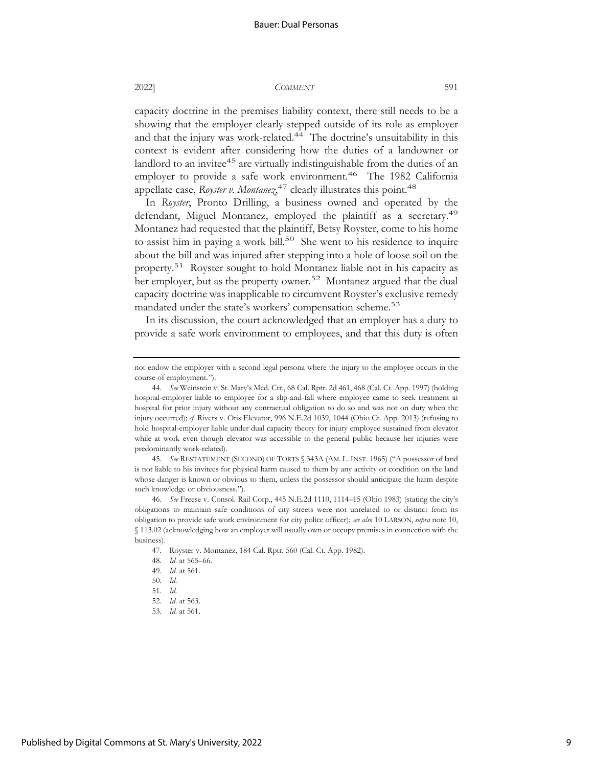capacity doctrine in the premises liability context, there still needs to be a showing that the employer clearly stepped outside of its role as employer and that the injury was work-related.[44] The doctrine's unsuitability in this context is evident after considering how the duties of a landowner or landlord to an invitee[45] are virtually indistinguishable from the duties of an employer to provide a safe work environment.[46] The 1982 California appellate case, *Royster v. Montanez*,[47] clearly illustrates this point.[48]

In *Royster*, Pronto Drilling, a business owned and operated by the defendant, Miguel Montanez, employed the plaintiff as a secretary.[49] Montanez had requested that the plaintiff, Betsy Royster, come to his home to assist him in paying a work bill.[50] She went to his residence to inquire about the bill and was injured after stepping into a hole of loose soil on the property.[51] Royster sought to hold Montanez liable not in his capacity as her employer, but as the property owner.[52] Montanez argued that the dual capacity doctrine was inapplicable to circumvent Royster's exclusive remedy mandated under the state's workers' compensation scheme.[53]

In its discussion, the court acknowledged that an employer has a duty to provide a safe work environment to employees, and that this duty is often

---

not endow the employer with a second legal persona where the injury to the employee occurs in the course of employment.").

44. *See* Weinstein v. St. Mary's Med. Ctr., 68 Cal. Rptr. 2d 461, 468 (Cal. Ct. App. 1997) (holding hospital-employer liable to employee for a slip-and-fall where employee came to seek treatment at hospital for prior injury without any contractual obligation to do so and was not on duty when the injury occurred); *cf.* Rivers v. Otis Elevator, 996 N.E.2d 1039, 1044 (Ohio Ct. App. 2013) (refusing to hold hospital-employer liable under dual capacity theory for injury employee sustained from elevator while at work even though elevator was accessible to the general public because her injuries were predominantly work-related).

45. *See* RESTATEMENT (SECOND) OF TORTS § 343A (AM. L. INST. 1965) ("A possessor of land is not liable to his invitees for physical harm caused to them by any activity or condition on the land whose danger is known or obvious to them, unless the possessor should anticipate the harm despite such knowledge or obviousness.").

46. *See* Freese v. Consol. Rail Corp., 445 N.E.2d 1110, 1114–15 (Ohio 1983) (stating the city's obligations to maintain safe conditions of city streets were not unrelated to or distinct from its obligation to provide safe work environment for city police officer); *see also* 10 LARSON, *supra* note 10, § 113.02 (acknowledging how an employer will usually own or occupy premises in connection with the business).

47. Royster v. Montanez, 184 Cal. Rptr. 560 (Cal. Ct. App. 1982).

48. *Id.* at 565–66.

49. *Id.* at 561.

50. *Id.*

51. *Id.*

52. *Id.* at 563.

53. *Id.* at 561.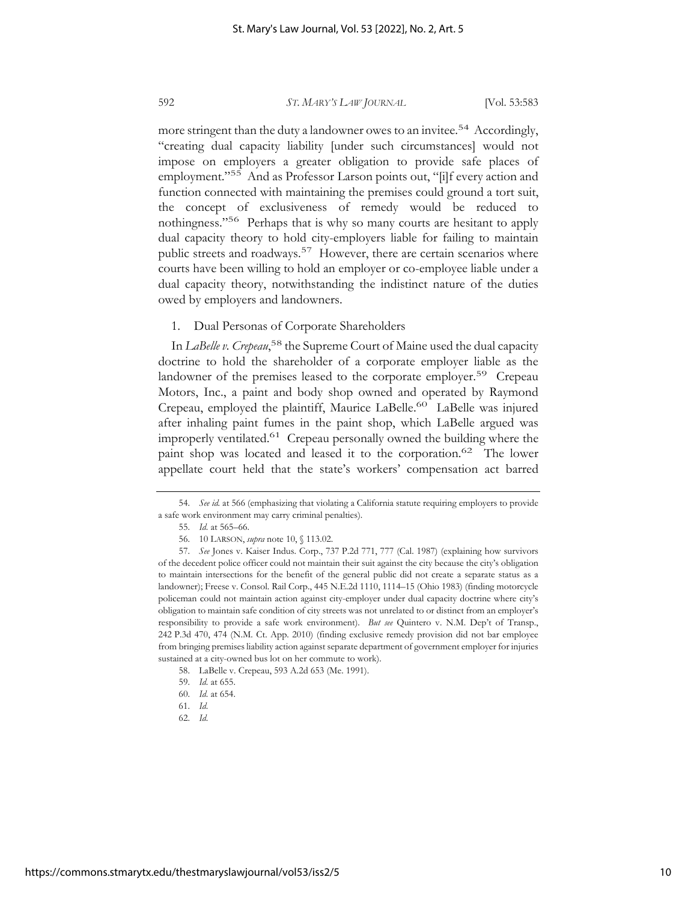more stringent than the duty a landowner owes to an invitee.[54] Accordingly, "creating dual capacity liability [under such circumstances] would not impose on employers a greater obligation to provide safe places of employment."[55] And as Professor Larson points out, "[i]f every action and function connected with maintaining the premises could ground a tort suit, the concept of exclusiveness of remedy would be reduced to nothingness."[56] Perhaps that is why so many courts are hesitant to apply dual capacity theory to hold city-employers liable for failing to maintain public streets and roadways.[57] However, there are certain scenarios where courts have been willing to hold an employer or co-employee liable under a dual capacity theory, notwithstanding the indistinct nature of the duties owed by employers and landowners.

### 1. Dual Personas of Corporate Shareholders

In *LaBelle v. Crepeau*,[58] the Supreme Court of Maine used the dual capacity doctrine to hold the shareholder of a corporate employer liable as the landowner of the premises leased to the corporate employer.[59] Crepeau Motors, Inc., a paint and body shop owned and operated by Raymond Crepeau, employed the plaintiff, Maurice LaBelle.[60] LaBelle was injured after inhaling paint fumes in the paint shop, which LaBelle argued was improperly ventilated.[61] Crepeau personally owned the building where the paint shop was located and leased it to the corporation.[62] The lower appellate court held that the state's workers' compensation act barred

---

54. *See id.* at 566 (emphasizing that violating a California statute requiring employers to provide a safe work environment may carry criminal penalties).

55. *Id.* at 565–66.

56. 10 LARSON, *supra* note 10, § 113.02.

57. *See* Jones v. Kaiser Indus. Corp., 737 P.2d 771, 777 (Cal. 1987) (explaining how survivors of the decedent police officer could not maintain their suit against the city because the city's obligation to maintain intersections for the benefit of the general public did not create a separate status as a landowner); Freese v. Consol. Rail Corp., 445 N.E.2d 1110, 1114–15 (Ohio 1983) (finding motorcycle policeman could not maintain action against city-employer under dual capacity doctrine where city's obligation to maintain safe condition of city streets was not unrelated to or distinct from an employer's responsibility to provide a safe work environment). *But see* Quintero v. N.M. Dep't of Transp., 242 P.3d 470, 474 (N.M. Ct. App. 2010) (finding exclusive remedy provision did not bar employee from bringing premises liability action against separate department of government employer for injuries sustained at a city-owned bus lot on her commute to work).

58. LaBelle v. Crepeau, 593 A.2d 653 (Me. 1991).

59. *Id.* at 655.

60. *Id.* at 654.

61. *Id.*

62. *Id.*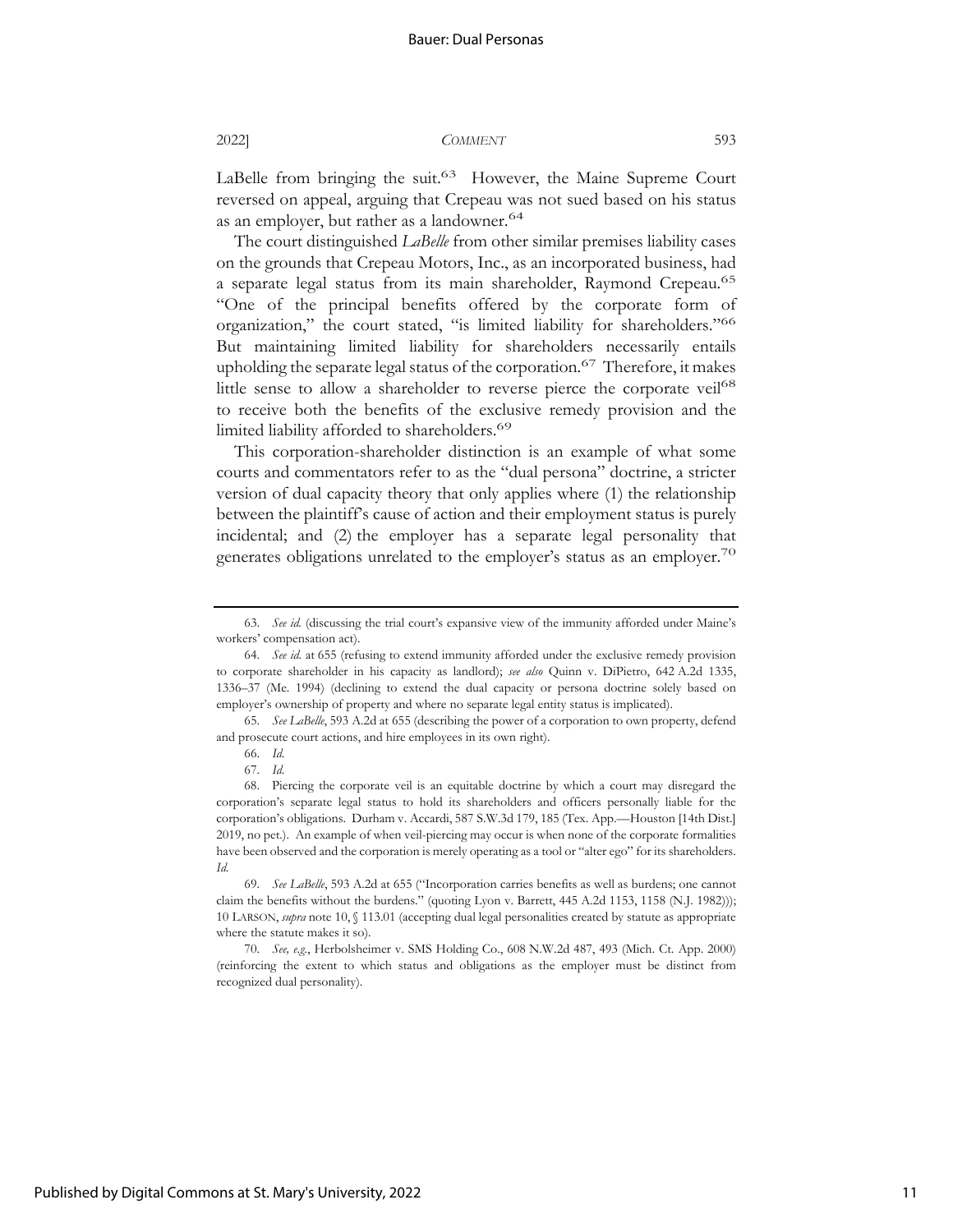LaBelle from bringing the suit.[63] However, the Maine Supreme Court reversed on appeal, arguing that Crepeau was not sued based on his status as an employer, but rather as a landowner.[64]

The court distinguished *LaBelle* from other similar premises liability cases on the grounds that Crepeau Motors, Inc., as an incorporated business, had a separate legal status from its main shareholder, Raymond Crepeau.[65] "One of the principal benefits offered by the corporate form of organization," the court stated, "is limited liability for shareholders."[66] But maintaining limited liability for shareholders necessarily entails upholding the separate legal status of the corporation.[67] Therefore, it makes little sense to allow a shareholder to reverse pierce the corporate veil[68] to receive both the benefits of the exclusive remedy provision and the limited liability afforded to shareholders.[69]

This corporation-shareholder distinction is an example of what some courts and commentators refer to as the "dual persona" doctrine, a stricter version of dual capacity theory that only applies where (1) the relationship between the plaintiff's cause of action and their employment status is purely incidental; and (2) the employer has a separate legal personality that generates obligations unrelated to the employer's status as an employer.[70]

---

63. *See id.* (discussing the trial court's expansive view of the immunity afforded under Maine's workers' compensation act).

64. *See id.* at 655 (refusing to extend immunity afforded under the exclusive remedy provision to corporate shareholder in his capacity as landlord); *see also* Quinn v. DiPietro, 642 A.2d 1335, 1336–37 (Me. 1994) (declining to extend the dual capacity or persona doctrine solely based on employer's ownership of property and where no separate legal entity status is implicated).

65. *See LaBelle*, 593 A.2d at 655 (describing the power of a corporation to own property, defend and prosecute court actions, and hire employees in its own right).

66. *Id.*

67. *Id.*

68. Piercing the corporate veil is an equitable doctrine by which a court may disregard the corporation's separate legal status to hold its shareholders and officers personally liable for the corporation's obligations. Durham v. Accardi, 587 S.W.3d 179, 185 (Tex. App.—Houston [14th Dist.] 2019, no pet.). An example of when veil-piercing may occur is when none of the corporate formalities have been observed and the corporation is merely operating as a tool or "alter ego" for its shareholders. *Id.*

69. *See LaBelle*, 593 A.2d at 655 ("Incorporation carries benefits as well as burdens; one cannot claim the benefits without the burdens." (quoting Lyon v. Barrett, 445 A.2d 1153, 1158 (N.J. 1982))); 10 LARSON, *supra* note 10, § 113.01 (accepting dual legal personalities created by statute as appropriate where the statute makes it so).

70. *See, e.g.*, Herbolsheimer v. SMS Holding Co., 608 N.W.2d 487, 493 (Mich. Ct. App. 2000) (reinforcing the extent to which status and obligations as the employer must be distinct from recognized dual personality).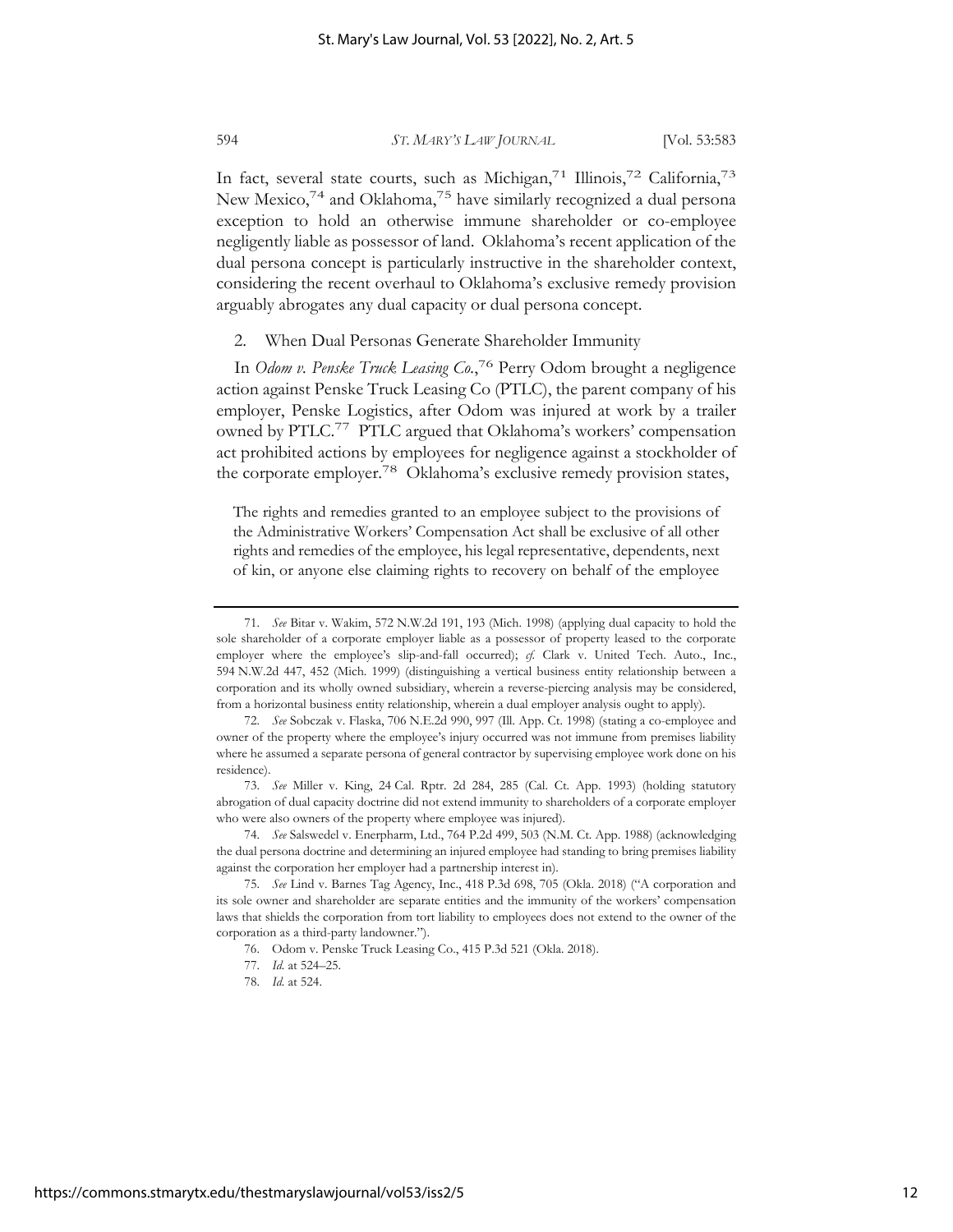In fact, several state courts, such as Michigan,[71] Illinois,[72] California,[73] New Mexico,[74] and Oklahoma,[75] have similarly recognized a dual persona exception to hold an otherwise immune shareholder or co-employee negligently liable as possessor of land. Oklahoma's recent application of the dual persona concept is particularly instructive in the shareholder context, considering the recent overhaul to Oklahoma's exclusive remedy provision arguably abrogates any dual capacity or dual persona concept.

2. When Dual Personas Generate Shareholder Immunity

In *Odom v. Penske Truck Leasing Co.*,[76] Perry Odom brought a negligence action against Penske Truck Leasing Co (PTLC), the parent company of his employer, Penske Logistics, after Odom was injured at work by a trailer owned by PTLC.[77] PTLC argued that Oklahoma's workers' compensation act prohibited actions by employees for negligence against a stockholder of the corporate employer.[78] Oklahoma's exclusive remedy provision states,

> The rights and remedies granted to an employee subject to the provisions of the Administrative Workers' Compensation Act shall be exclusive of all other rights and remedies of the employee, his legal representative, dependents, next of kin, or anyone else claiming rights to recovery on behalf of the employee

---

71. *See* Bitar v. Wakim, 572 N.W.2d 191, 193 (Mich. 1998) (applying dual capacity to hold the sole shareholder of a corporate employer liable as a possessor of property leased to the corporate employer where the employee's slip-and-fall occurred); *cf.* Clark v. United Tech. Auto., Inc., 594 N.W.2d 447, 452 (Mich. 1999) (distinguishing a vertical business entity relationship between a corporation and its wholly owned subsidiary, wherein a reverse-piercing analysis may be considered, from a horizontal business entity relationship, wherein a dual employer analysis ought to apply).

72. *See* Sobczak v. Flaska, 706 N.E.2d 990, 997 (Ill. App. Ct. 1998) (stating a co-employee and owner of the property where the employee's injury occurred was not immune from premises liability where he assumed a separate persona of general contractor by supervising employee work done on his residence).

73. *See* Miller v. King, 24 Cal. Rptr. 2d 284, 285 (Cal. Ct. App. 1993) (holding statutory abrogation of dual capacity doctrine did not extend immunity to shareholders of a corporate employer who were also owners of the property where employee was injured).

74. *See* Salswedel v. Enerpharm, Ltd., 764 P.2d 499, 503 (N.M. Ct. App. 1988) (acknowledging the dual persona doctrine and determining an injured employee had standing to bring premises liability against the corporation her employer had a partnership interest in).

75. *See* Lind v. Barnes Tag Agency, Inc., 418 P.3d 698, 705 (Okla. 2018) ("A corporation and its sole owner and shareholder are separate entities and the immunity of the workers' compensation laws that shields the corporation from tort liability to employees does not extend to the owner of the corporation as a third-party landowner.").

76. Odom v. Penske Truck Leasing Co., 415 P.3d 521 (Okla. 2018).

77. *Id.* at 524–25.

78. *Id.* at 524.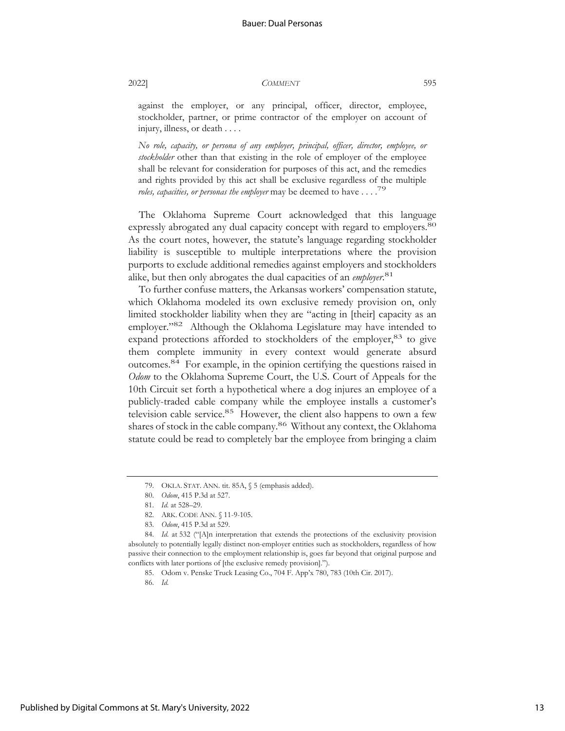against the employer, or any principal, officer, director, employee, stockholder, partner, or prime contractor of the employer on account of injury, illness, or death . . . .

*No role, capacity, or persona of any employer, principal, officer, director, employee, or stockholder* other than that existing in the role of employer of the employee shall be relevant for consideration for purposes of this act, and the remedies and rights provided by this act shall be exclusive regardless of the multiple *roles, capacities, or personas the employer* may be deemed to have . . . .[79]

The Oklahoma Supreme Court acknowledged that this language expressly abrogated any dual capacity concept with regard to employers.[80] As the court notes, however, the statute's language regarding stockholder liability is susceptible to multiple interpretations where the provision purports to exclude additional remedies against employers and stockholders alike, but then only abrogates the dual capacities of an *employer*.[81]

To further confuse matters, the Arkansas workers' compensation statute, which Oklahoma modeled its own exclusive remedy provision on, only limited stockholder liability when they are "acting in [their] capacity as an employer."[82] Although the Oklahoma Legislature may have intended to expand protections afforded to stockholders of the employer,[83] to give them complete immunity in every context would generate absurd outcomes.[84] For example, in the opinion certifying the questions raised in *Odom* to the Oklahoma Supreme Court, the U.S. Court of Appeals for the 10th Circuit set forth a hypothetical where a dog injures an employee of a publicly-traded cable company while the employee installs a customer's television cable service.[85] However, the client also happens to own a few shares of stock in the cable company.[86] Without any context, the Oklahoma statute could be read to completely bar the employee from bringing a claim

---

79. OKLA. STAT. ANN. tit. 85A, § 5 (emphasis added).

80. *Odom*, 415 P.3d at 527.

81. *Id.* at 528–29.

82. ARK. CODE ANN. § 11-9-105.

83. *Odom*, 415 P.3d at 529.

84. *Id.* at 532 ("[A]n interpretation that extends the protections of the exclusivity provision absolutely to potentially legally distinct non-employer entities such as stockholders, regardless of how passive their connection to the employment relationship is, goes far beyond that original purpose and conflicts with later portions of [the exclusive remedy provision].").

85. Odom v. Penske Truck Leasing Co., 704 F. App'x 780, 783 (10th Cir. 2017).

86. *Id.*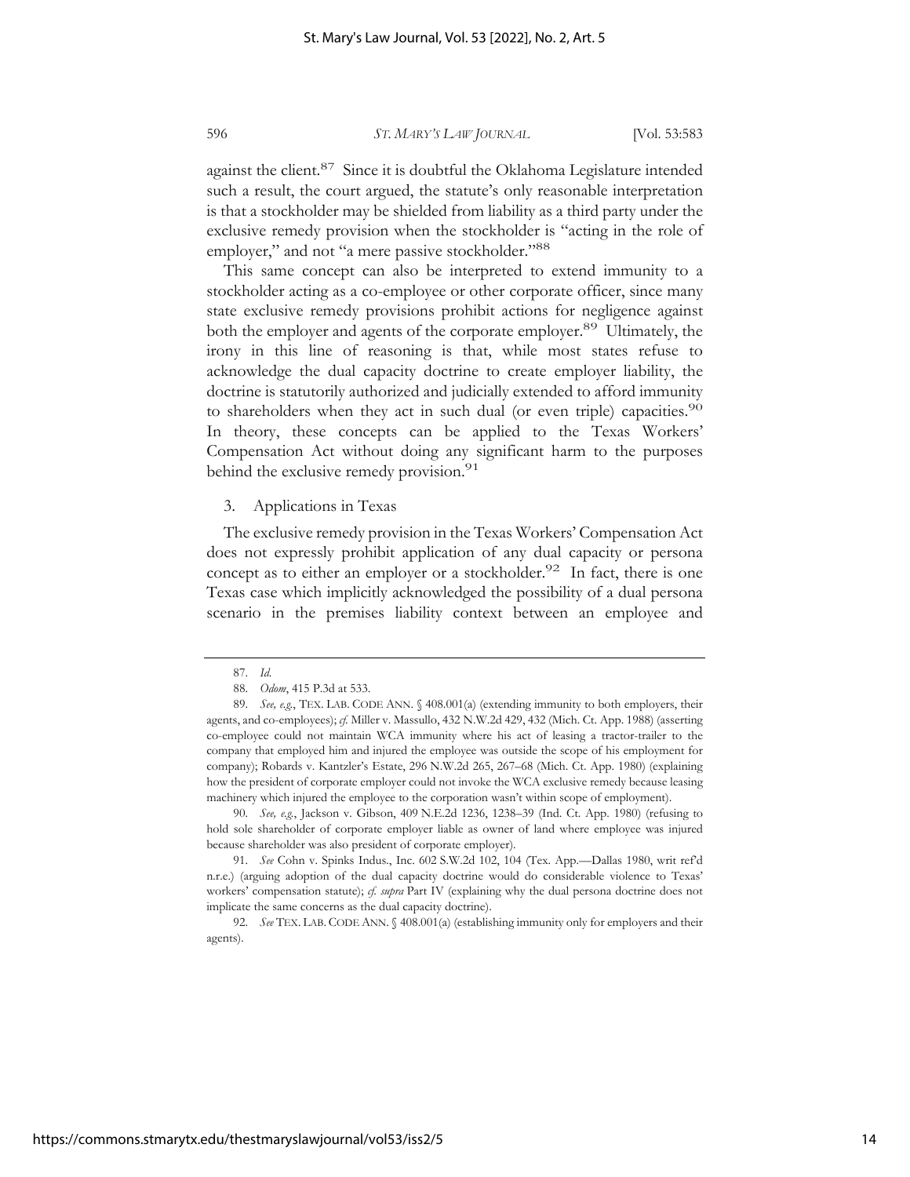against the client.[87] Since it is doubtful the Oklahoma Legislature intended such a result, the court argued, the statute's only reasonable interpretation is that a stockholder may be shielded from liability as a third party under the exclusive remedy provision when the stockholder is "acting in the role of employer," and not "a mere passive stockholder."[88]

This same concept can also be interpreted to extend immunity to a stockholder acting as a co-employee or other corporate officer, since many state exclusive remedy provisions prohibit actions for negligence against both the employer and agents of the corporate employer.[89] Ultimately, the irony in this line of reasoning is that, while most states refuse to acknowledge the dual capacity doctrine to create employer liability, the doctrine is statutorily authorized and judicially extended to afford immunity to shareholders when they act in such dual (or even triple) capacities.[90] In theory, these concepts can be applied to the Texas Workers' Compensation Act without doing any significant harm to the purposes behind the exclusive remedy provision.[91]

3. Applications in Texas

The exclusive remedy provision in the Texas Workers' Compensation Act does not expressly prohibit application of any dual capacity or persona concept as to either an employer or a stockholder.[92] In fact, there is one Texas case which implicitly acknowledged the possibility of a dual persona scenario in the premises liability context between an employee and

---

87. *Id.*

88. *Odom*, 415 P.3d at 533.

89. *See, e.g.*, TEX. LAB. CODE ANN. § 408.001(a) (extending immunity to both employers, their agents, and co-employees); *cf.* Miller v. Massullo, 432 N.W.2d 429, 432 (Mich. Ct. App. 1988) (asserting co-employee could not maintain WCA immunity where his act of leasing a tractor-trailer to the company that employed him and injured the employee was outside the scope of his employment for company); Robards v. Kantzler's Estate, 296 N.W.2d 265, 267–68 (Mich. Ct. App. 1980) (explaining how the president of corporate employer could not invoke the WCA exclusive remedy because leasing machinery which injured the employee to the corporation wasn't within scope of employment).

90. *See, e.g.*, Jackson v. Gibson, 409 N.E.2d 1236, 1238–39 (Ind. Ct. App. 1980) (refusing to hold sole shareholder of corporate employer liable as owner of land where employee was injured because shareholder was also president of corporate employer).

91. *See* Cohn v. Spinks Indus., Inc. 602 S.W.2d 102, 104 (Tex. App.—Dallas 1980, writ ref'd n.r.e.) (arguing adoption of the dual capacity doctrine would do considerable violence to Texas' workers' compensation statute); *cf. supra* Part IV (explaining why the dual persona doctrine does not implicate the same concerns as the dual capacity doctrine).

92. *See* TEX. LAB. CODE ANN. § 408.001(a) (establishing immunity only for employers and their agents).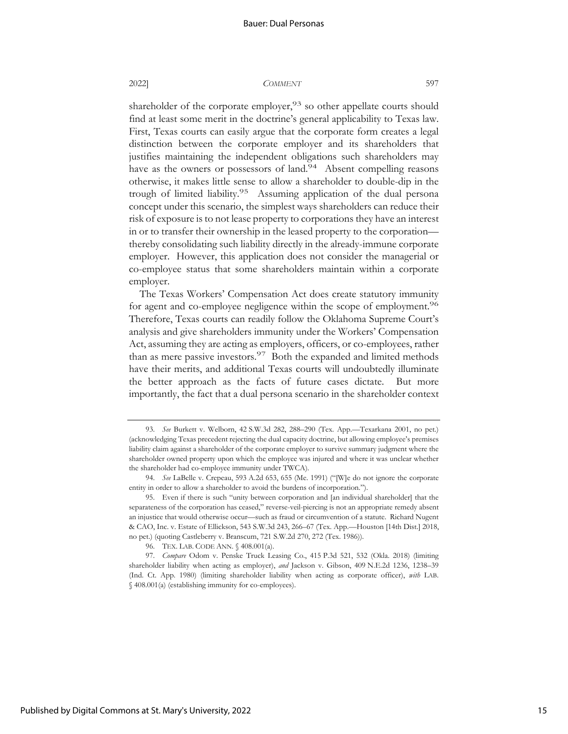shareholder of the corporate employer,[93] so other appellate courts should find at least some merit in the doctrine's general applicability to Texas law. First, Texas courts can easily argue that the corporate form creates a legal distinction between the corporate employer and its shareholders that justifies maintaining the independent obligations such shareholders may have as the owners or possessors of land.[94] Absent compelling reasons otherwise, it makes little sense to allow a shareholder to double-dip in the trough of limited liability.[95] Assuming application of the dual persona concept under this scenario, the simplest ways shareholders can reduce their risk of exposure is to not lease property to corporations they have an interest in or to transfer their ownership in the leased property to the corporation—thereby consolidating such liability directly in the already-immune corporate employer. However, this application does not consider the managerial or co-employee status that some shareholders maintain within a corporate employer.

The Texas Workers' Compensation Act does create statutory immunity for agent and co-employee negligence within the scope of employment.[96] Therefore, Texas courts can readily follow the Oklahoma Supreme Court's analysis and give shareholders immunity under the Workers' Compensation Act, assuming they are acting as employers, officers, or co-employees, rather than as mere passive investors.[97] Both the expanded and limited methods have their merits, and additional Texas courts will undoubtedly illuminate the better approach as the facts of future cases dictate. But more importantly, the fact that a dual persona scenario in the shareholder context

---

93. *See* Burkett v. Welborn, 42 S.W.3d 282, 288–290 (Tex. App.—Texarkana 2001, no pet.) (acknowledging Texas precedent rejecting the dual capacity doctrine, but allowing employee's premises liability claim against a shareholder of the corporate employer to survive summary judgment where the shareholder owned property upon which the employee was injured and where it was unclear whether the shareholder had co-employee immunity under TWCA).

94. *See* LaBelle v. Crepeau, 593 A.2d 653, 655 (Me. 1991) ("[W]e do not ignore the corporate entity in order to allow a shareholder to avoid the burdens of incorporation.").

95. Even if there is such "unity between corporation and [an individual shareholder] that the separateness of the corporation has ceased," reverse-veil-piercing is not an appropriate remedy absent an injustice that would otherwise occur—such as fraud or circumvention of a statute. Richard Nugent & CAO, Inc. v. Estate of Ellickson, 543 S.W.3d 243, 266–67 (Tex. App.—Houston [14th Dist.] 2018, no pet.) (quoting Castleberry v. Branscum, 721 S.W.2d 270, 272 (Tex. 1986)).

96. TEX. LAB. CODE ANN. § 408.001(a).

97. *Compare* Odom v. Penske Truck Leasing Co., 415 P.3d 521, 532 (Okla. 2018) (limiting shareholder liability when acting as employer), *and* Jackson v. Gibson, 409 N.E.2d 1236, 1238–39 (Ind. Ct. App. 1980) (limiting shareholder liability when acting as corporate officer), *with* LAB. § 408.001(a) (establishing immunity for co-employees).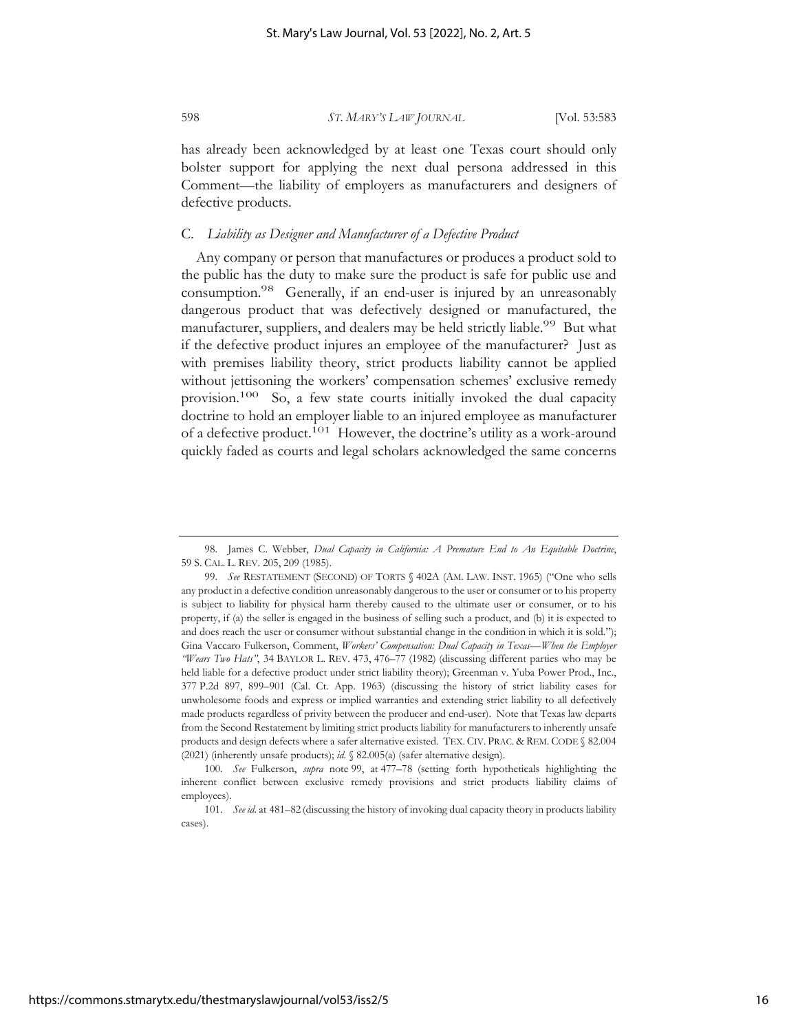has already been acknowledged by at least one Texas court should only bolster support for applying the next dual persona addressed in this Comment—the liability of employers as manufacturers and designers of defective products.

### C. *Liability as Designer and Manufacturer of a Defective Product*

Any company or person that manufactures or produces a product sold to the public has the duty to make sure the product is safe for public use and consumption.[98] Generally, if an end-user is injured by an unreasonably dangerous product that was defectively designed or manufactured, the manufacturer, suppliers, and dealers may be held strictly liable.[99] But what if the defective product injures an employee of the manufacturer? Just as with premises liability theory, strict products liability cannot be applied without jettisoning the workers' compensation schemes' exclusive remedy provision.[100] So, a few state courts initially invoked the dual capacity doctrine to hold an employer liable to an injured employee as manufacturer of a defective product.[101] However, the doctrine's utility as a work-around quickly faded as courts and legal scholars acknowledged the same concerns

---

98. James C. Webber, *Dual Capacity in California: A Premature End to An Equitable Doctrine*, 59 S. CAL. L. REV. 205, 209 (1985).

99. *See* RESTATEMENT (SECOND) OF TORTS § 402A (AM. LAW. INST. 1965) ("One who sells any product in a defective condition unreasonably dangerous to the user or consumer or to his property is subject to liability for physical harm thereby caused to the ultimate user or consumer, or to his property, if (a) the seller is engaged in the business of selling such a product, and (b) it is expected to and does reach the user or consumer without substantial change in the condition in which it is sold."); Gina Vaccaro Fulkerson, Comment, *Workers' Compensation: Dual Capacity in Texas—When the Employer "Wears Two Hats"*, 34 BAYLOR L. REV. 473, 476–77 (1982) (discussing different parties who may be held liable for a defective product under strict liability theory); Greenman v. Yuba Power Prod., Inc., 377 P.2d 897, 899–901 (Cal. Ct. App. 1963) (discussing the history of strict liability cases for unwholesome foods and express or implied warranties and extending strict liability to all defectively made products regardless of privity between the producer and end-user). Note that Texas law departs from the Second Restatement by limiting strict products liability for manufacturers to inherently unsafe products and design defects where a safer alternative existed. TEX. CIV. PRAC. & REM. CODE § 82.004 (2021) (inherently unsafe products); *id.* § 82.005(a) (safer alternative design).

100. *See* Fulkerson, *supra* note 99, at 477–78 (setting forth hypotheticals highlighting the inherent conflict between exclusive remedy provisions and strict products liability claims of employees).

101. *See id.* at 481–82 (discussing the history of invoking dual capacity theory in products liability cases).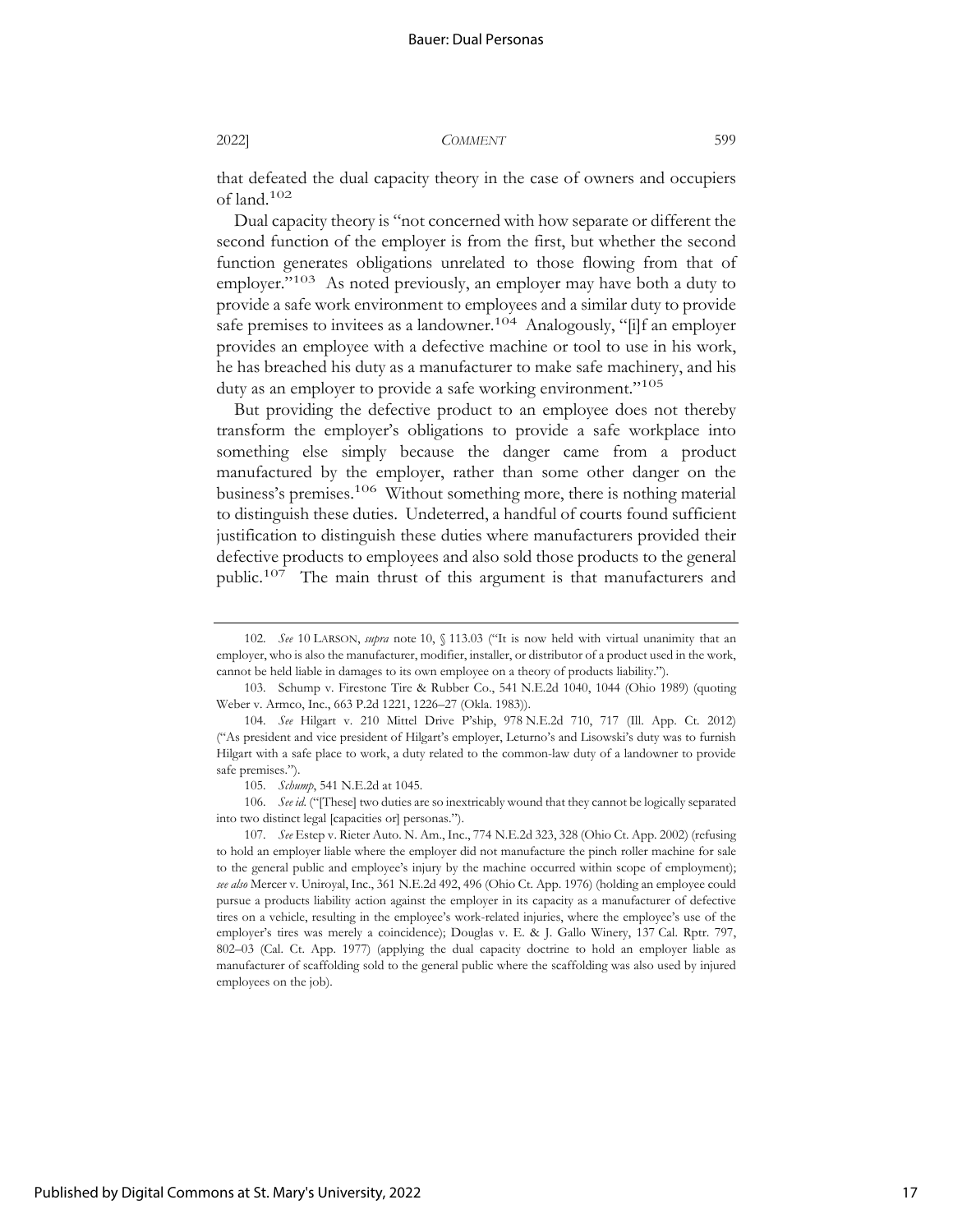that defeated the dual capacity theory in the case of owners and occupiers of land.[102]

Dual capacity theory is "not concerned with how separate or different the second function of the employer is from the first, but whether the second function generates obligations unrelated to those flowing from that of employer."[103] As noted previously, an employer may have both a duty to provide a safe work environment to employees and a similar duty to provide safe premises to invitees as a landowner.[104] Analogously, "[i]f an employer provides an employee with a defective machine or tool to use in his work, he has breached his duty as a manufacturer to make safe machinery, and his duty as an employer to provide a safe working environment."[105]

But providing the defective product to an employee does not thereby transform the employer's obligations to provide a safe workplace into something else simply because the danger came from a product manufactured by the employer, rather than some other danger on the business's premises.[106] Without something more, there is nothing material to distinguish these duties. Undeterred, a handful of courts found sufficient justification to distinguish these duties where manufacturers provided their defective products to employees and also sold those products to the general public.[107] The main thrust of this argument is that manufacturers and

---

102. *See* 10 LARSON, *supra* note 10, § 113.03 ("It is now held with virtual unanimity that an employer, who is also the manufacturer, modifier, installer, or distributor of a product used in the work, cannot be held liable in damages to its own employee on a theory of products liability.").

103. Schump v. Firestone Tire & Rubber Co., 541 N.E.2d 1040, 1044 (Ohio 1989) (quoting Weber v. Armco, Inc., 663 P.2d 1221, 1226–27 (Okla. 1983)).

104. *See* Hilgart v. 210 Mittel Drive P'ship, 978 N.E.2d 710, 717 (Ill. App. Ct. 2012) ("As president and vice president of Hilgart's employer, Leturno's and Lisowski's duty was to furnish Hilgart with a safe place to work, a duty related to the common-law duty of a landowner to provide safe premises.").

105. *Schump*, 541 N.E.2d at 1045.

106. *See id.* ("[These] two duties are so inextricably wound that they cannot be logically separated into two distinct legal [capacities or] personas.").

107. *See* Estep v. Rieter Auto. N. Am., Inc., 774 N.E.2d 323, 328 (Ohio Ct. App. 2002) (refusing to hold an employer liable where the employer did not manufacture the pinch roller machine for sale to the general public and employee's injury by the machine occurred within scope of employment); *see also* Mercer v. Uniroyal, Inc., 361 N.E.2d 492, 496 (Ohio Ct. App. 1976) (holding an employee could pursue a products liability action against the employer in its capacity as a manufacturer of defective tires on a vehicle, resulting in the employee's work-related injuries, where the employee's use of the employer's tires was merely a coincidence); Douglas v. E. & J. Gallo Winery, 137 Cal. Rptr. 797, 802–03 (Cal. Ct. App. 1977) (applying the dual capacity doctrine to hold an employer liable as manufacturer of scaffolding sold to the general public where the scaffolding was also used by injured employees on the job).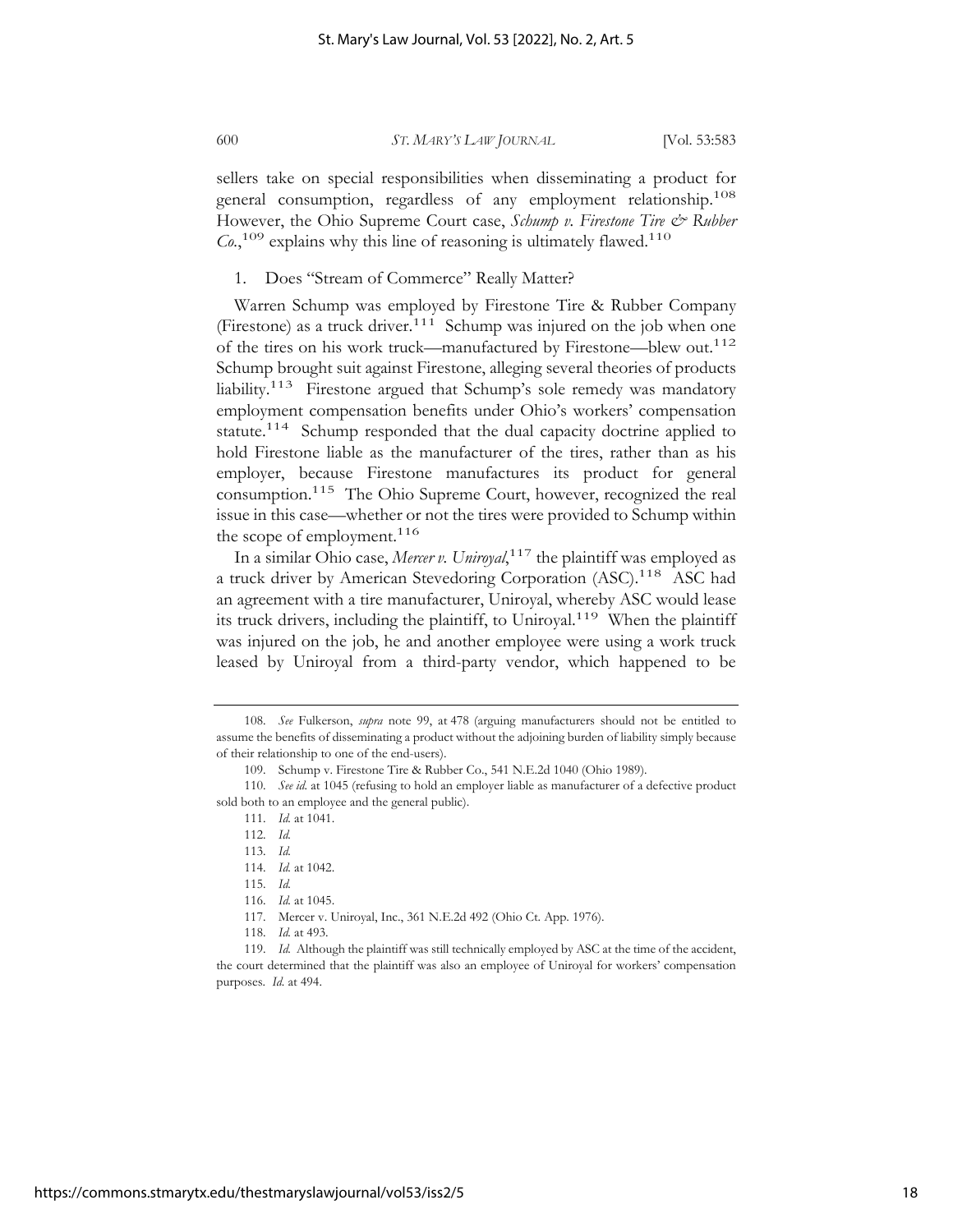sellers take on special responsibilities when disseminating a product for general consumption, regardless of any employment relationship.[108] However, the Ohio Supreme Court case, *Schump v. Firestone Tire & Rubber Co.*,[109] explains why this line of reasoning is ultimately flawed.[110]

### 1. Does "Stream of Commerce" Really Matter?

Warren Schump was employed by Firestone Tire & Rubber Company (Firestone) as a truck driver.[111] Schump was injured on the job when one of the tires on his work truck—manufactured by Firestone—blew out.[112] Schump brought suit against Firestone, alleging several theories of products liability.[113] Firestone argued that Schump's sole remedy was mandatory employment compensation benefits under Ohio's workers' compensation statute.[114] Schump responded that the dual capacity doctrine applied to hold Firestone liable as the manufacturer of the tires, rather than as his employer, because Firestone manufactures its product for general consumption.[115] The Ohio Supreme Court, however, recognized the real issue in this case—whether or not the tires were provided to Schump within the scope of employment.[116]

In a similar Ohio case, *Mercer v. Uniroyal*,[117] the plaintiff was employed as a truck driver by American Stevedoring Corporation (ASC).[118] ASC had an agreement with a tire manufacturer, Uniroyal, whereby ASC would lease its truck drivers, including the plaintiff, to Uniroyal.[119] When the plaintiff was injured on the job, he and another employee were using a work truck leased by Uniroyal from a third-party vendor, which happened to be

---

108. *See* Fulkerson, *supra* note 99, at 478 (arguing manufacturers should not be entitled to assume the benefits of disseminating a product without the adjoining burden of liability simply because of their relationship to one of the end-users).

109. Schump v. Firestone Tire & Rubber Co., 541 N.E.2d 1040 (Ohio 1989).

110. *See id.* at 1045 (refusing to hold an employer liable as manufacturer of a defective product sold both to an employee and the general public).

111. *Id.* at 1041.

112. *Id.*

113. *Id.*

114. *Id.* at 1042.

115. *Id.*

116. *Id.* at 1045.

117. Mercer v. Uniroyal, Inc., 361 N.E.2d 492 (Ohio Ct. App. 1976).

118. *Id.* at 493.

119. *Id.* Although the plaintiff was still technically employed by ASC at the time of the accident, the court determined that the plaintiff was also an employee of Uniroyal for workers' compensation purposes. *Id.* at 494.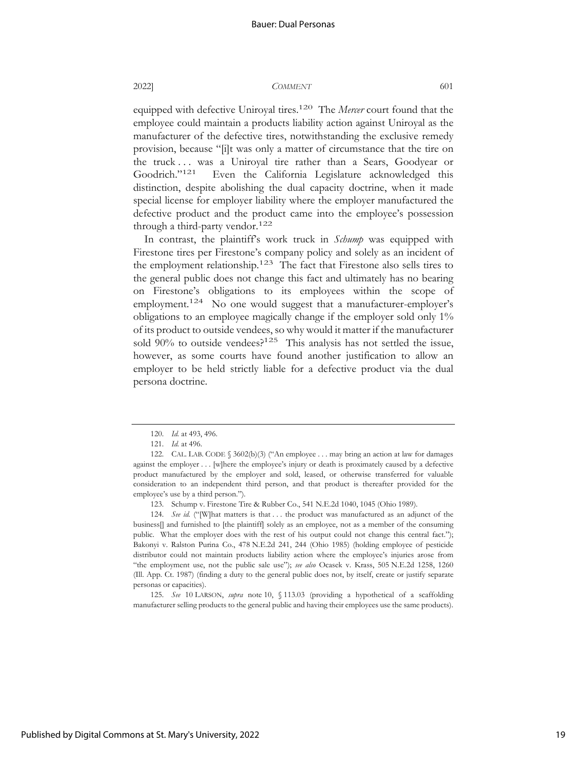equipped with defective Uniroyal tires.[120] The *Mercer* court found that the employee could maintain a products liability action against Uniroyal as the manufacturer of the defective tires, notwithstanding the exclusive remedy provision, because "[i]t was only a matter of circumstance that the tire on the truck . . . was a Uniroyal tire rather than a Sears, Goodyear or Goodrich."[121] Even the California Legislature acknowledged this distinction, despite abolishing the dual capacity doctrine, when it made special license for employer liability where the employer manufactured the defective product and the product came into the employee's possession through a third-party vendor.[122]

In contrast, the plaintiff's work truck in *Schump* was equipped with Firestone tires per Firestone's company policy and solely as an incident of the employment relationship.[123] The fact that Firestone also sells tires to the general public does not change this fact and ultimately has no bearing on Firestone's obligations to its employees within the scope of employment.[124] No one would suggest that a manufacturer-employer's obligations to an employee magically change if the employer sold only 1% of its product to outside vendees, so why would it matter if the manufacturer sold 90% to outside vendees?[125] This analysis has not settled the issue, however, as some courts have found another justification to allow an employer to be held strictly liable for a defective product via the dual persona doctrine.

---

120. *Id.* at 493, 496.

121. *Id.* at 496.

122. CAL. LAB. CODE § 3602(b)(3) ("An employee . . . may bring an action at law for damages against the employer . . . [w]here the employee's injury or death is proximately caused by a defective product manufactured by the employer and sold, leased, or otherwise transferred for valuable consideration to an independent third person, and that product is thereafter provided for the employee's use by a third person.").

123. Schump v. Firestone Tire & Rubber Co., 541 N.E.2d 1040, 1045 (Ohio 1989).

124. *See id.* ("[W]hat matters is that . . . the product was manufactured as an adjunct of the business[] and furnished to [the plaintiff] solely as an employee, not as a member of the consuming public. What the employer does with the rest of his output could not change this central fact."); Bakonyi v. Ralston Purina Co., 478 N.E.2d 241, 244 (Ohio 1985) (holding employee of pesticide distributor could not maintain products liability action where the employee's injuries arose from "the employment use, not the public sale use"); *see also* Ocasek v. Krass, 505 N.E.2d 1258, 1260 (Ill. App. Ct. 1987) (finding a duty to the general public does not, by itself, create or justify separate personas or capacities).

125. *See* 10 LARSON, *supra* note 10, § 113.03 (providing a hypothetical of a scaffolding manufacturer selling products to the general public and having their employees use the same products).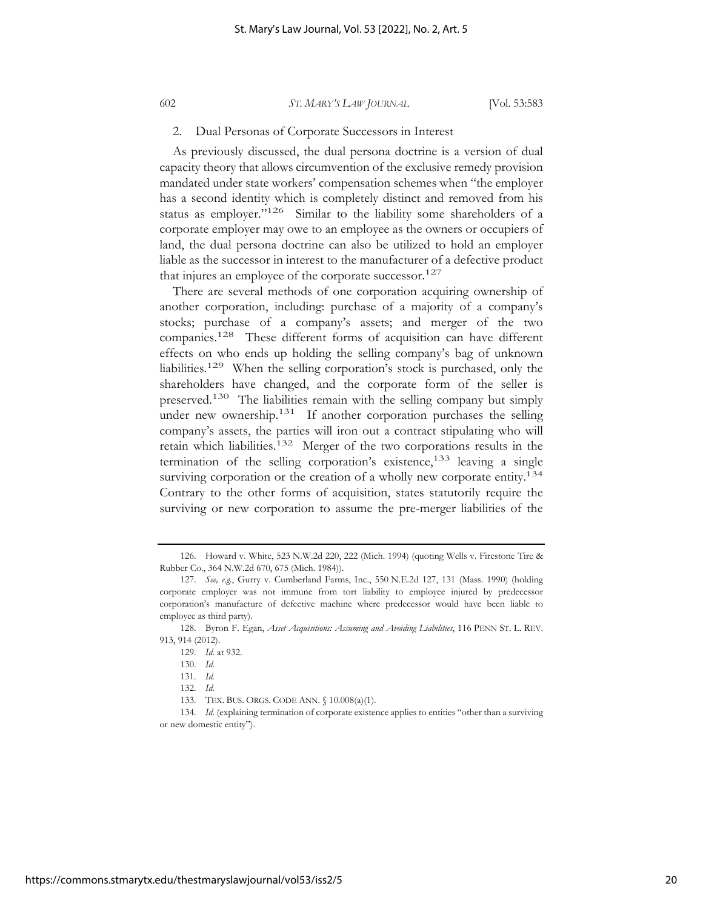### 2. Dual Personas of Corporate Successors in Interest

As previously discussed, the dual persona doctrine is a version of dual capacity theory that allows circumvention of the exclusive remedy provision mandated under state workers' compensation schemes when "the employer has a second identity which is completely distinct and removed from his status as employer."[126] Similar to the liability some shareholders of a corporate employer may owe to an employee as the owners or occupiers of land, the dual persona doctrine can also be utilized to hold an employer liable as the successor in interest to the manufacturer of a defective product that injures an employee of the corporate successor.[127]

There are several methods of one corporation acquiring ownership of another corporation, including: purchase of a majority of a company's stocks; purchase of a company's assets; and merger of the two companies.[128] These different forms of acquisition can have different effects on who ends up holding the selling company's bag of unknown liabilities.[129] When the selling corporation's stock is purchased, only the shareholders have changed, and the corporate form of the seller is preserved.[130] The liabilities remain with the selling company but simply under new ownership.[131] If another corporation purchases the selling company's assets, the parties will iron out a contract stipulating who will retain which liabilities.[132] Merger of the two corporations results in the termination of the selling corporation's existence,[133] leaving a single surviving corporation or the creation of a wholly new corporate entity.[134] Contrary to the other forms of acquisition, states statutorily require the surviving or new corporation to assume the pre-merger liabilities of the

---

126. Howard v. White, 523 N.W.2d 220, 222 (Mich. 1994) (quoting Wells v. Firestone Tire & Rubber Co., 364 N.W.2d 670, 675 (Mich. 1984)).

127. *See, e.g.*, Gurry v. Cumberland Farms, Inc., 550 N.E.2d 127, 131 (Mass. 1990) (holding corporate employer was not immune from tort liability to employee injured by predecessor corporation's manufacture of defective machine where predecessor would have been liable to employee as third party).

128. Byron F. Egan, *Asset Acquisitions: Assuming and Avoiding Liabilities*, 116 PENN ST. L. REV. 913, 914 (2012).

129. *Id.* at 932.

130. *Id.*

131. *Id.*

132. *Id.*

133. TEX. BUS. ORGS. CODE ANN. § 10.008(a)(1).

134. *Id.* (explaining termination of corporate existence applies to entities "other than a surviving or new domestic entity").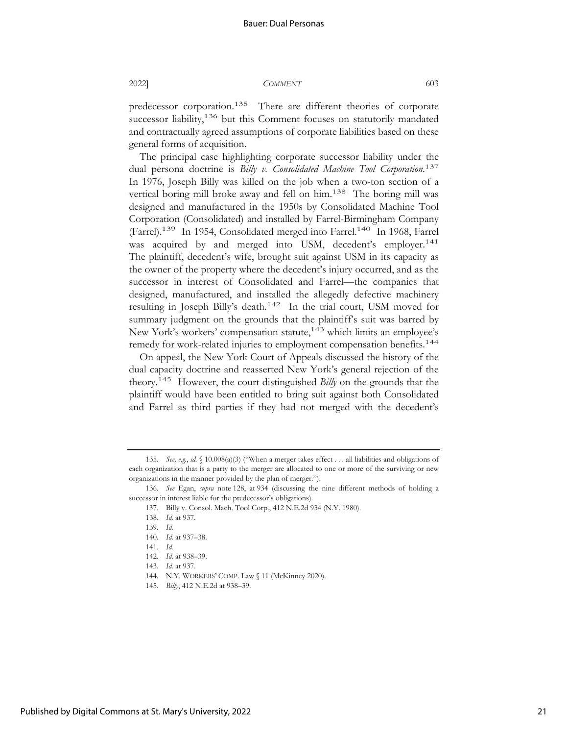predecessor corporation.[135] There are different theories of corporate successor liability,[136] but this Comment focuses on statutorily mandated and contractually agreed assumptions of corporate liabilities based on these general forms of acquisition.

The principal case highlighting corporate successor liability under the dual persona doctrine is *Billy v. Consolidated Machine Tool Corporation*.[137] In 1976, Joseph Billy was killed on the job when a two-ton section of a vertical boring mill broke away and fell on him.[138] The boring mill was designed and manufactured in the 1950s by Consolidated Machine Tool Corporation (Consolidated) and installed by Farrel-Birmingham Company (Farrel).[139] In 1954, Consolidated merged into Farrel.[140] In 1968, Farrel was acquired by and merged into USM, decedent's employer.[141] The plaintiff, decedent's wife, brought suit against USM in its capacity as the owner of the property where the decedent's injury occurred, and as the successor in interest of Consolidated and Farrel—the companies that designed, manufactured, and installed the allegedly defective machinery resulting in Joseph Billy's death.[142] In the trial court, USM moved for summary judgment on the grounds that the plaintiff's suit was barred by New York's workers' compensation statute,[143] which limits an employee's remedy for work-related injuries to employment compensation benefits.[144]

On appeal, the New York Court of Appeals discussed the history of the dual capacity doctrine and reasserted New York's general rejection of the theory.[145] However, the court distinguished *Billy* on the grounds that the plaintiff would have been entitled to bring suit against both Consolidated and Farrel as third parties if they had not merged with the decedent's

---

135. *See, e.g.*, *id.* § 10.008(a)(3) ("When a merger takes effect . . . all liabilities and obligations of each organization that is a party to the merger are allocated to one or more of the surviving or new organizations in the manner provided by the plan of merger.").

136. *See* Egan, *supra* note 128, at 934 (discussing the nine different methods of holding a successor in interest liable for the predecessor's obligations).

137. Billy v. Consol. Mach. Tool Corp., 412 N.E.2d 934 (N.Y. 1980).

138. *Id.* at 937.

139. *Id.*

140. *Id.* at 937–38.

141. *Id.*

142. *Id.* at 938–39.

143. *Id.* at 937.

144. N.Y. WORKERS' COMP. Law § 11 (McKinney 2020).

145. *Billy*, 412 N.E.2d at 938–39.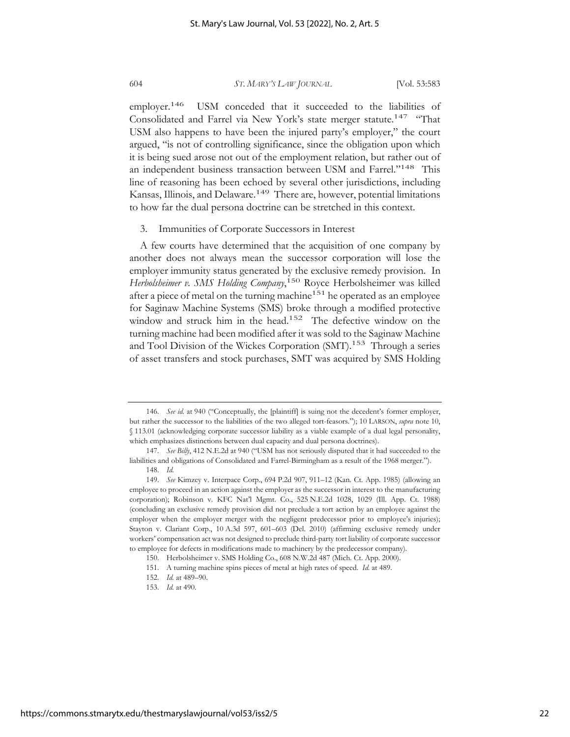employer.[146] USM conceded that it succeeded to the liabilities of Consolidated and Farrel via New York's state merger statute.[147] "That USM also happens to have been the injured party's employer," the court argued, "is not of controlling significance, since the obligation upon which it is being sued arose not out of the employment relation, but rather out of an independent business transaction between USM and Farrel."[148] This line of reasoning has been echoed by several other jurisdictions, including Kansas, Illinois, and Delaware.[149] There are, however, potential limitations to how far the dual persona doctrine can be stretched in this context.

### 3. Immunities of Corporate Successors in Interest

A few courts have determined that the acquisition of one company by another does not always mean the successor corporation will lose the employer immunity status generated by the exclusive remedy provision. In *Herbolsheimer v. SMS Holding Company*,[150] Royce Herbolsheimer was killed after a piece of metal on the turning machine[151] he operated as an employee for Saginaw Machine Systems (SMS) broke through a modified protective window and struck him in the head.[152] The defective window on the turning machine had been modified after it was sold to the Saginaw Machine and Tool Division of the Wickes Corporation (SMT).[153] Through a series of asset transfers and stock purchases, SMT was acquired by SMS Holding

---

146. *See id.* at 940 ("Conceptually, the [plaintiff] is suing not the decedent's former employer, but rather the successor to the liabilities of the two alleged tort-feasors."); 10 LARSON, *supra* note 10, § 113.01 (acknowledging corporate successor liability as a viable example of a dual legal personality, which emphasizes distinctions between dual capacity and dual persona doctrines).

147. *See Billy*, 412 N.E.2d at 940 ("USM has not seriously disputed that it had succeeded to the liabilities and obligations of Consolidated and Farrel-Birmingham as a result of the 1968 merger.").

148. *Id.*

149. *See* Kimzey v. Interpace Corp., 694 P.2d 907, 911–12 (Kan. Ct. App. 1985) (allowing an employee to proceed in an action against the employer as the successor in interest to the manufacturing corporation); Robinson v. KFC Nat'l Mgmt. Co., 525 N.E.2d 1028, 1029 (Ill. App. Ct. 1988) (concluding an exclusive remedy provision did not preclude a tort action by an employee against the employer when the employer merger with the negligent predecessor prior to employee's injuries); Stayton v. Clariant Corp., 10 A.3d 597, 601–603 (Del. 2010) (affirming exclusive remedy under workers' compensation act was not designed to preclude third-party tort liability of corporate successor to employee for defects in modifications made to machinery by the predecessor company).

150. Herbolsheimer v. SMS Holding Co., 608 N.W.2d 487 (Mich. Ct. App. 2000).

151. A turning machine spins pieces of metal at high rates of speed. *Id.* at 489.

152. *Id.* at 489–90.

153. *Id.* at 490.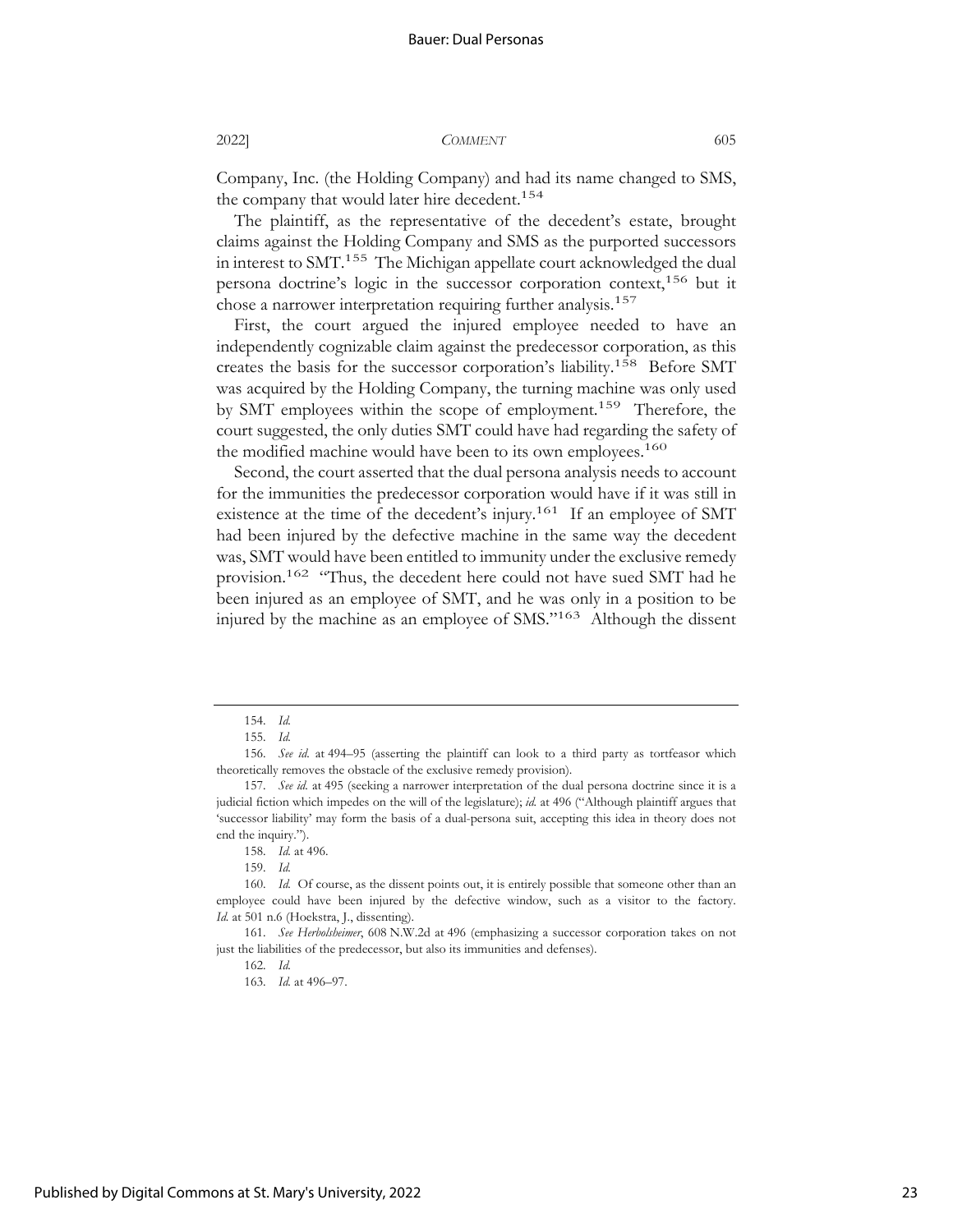Company, Inc. (the Holding Company) and had its name changed to SMS, the company that would later hire decedent.[154]

The plaintiff, as the representative of the decedent's estate, brought claims against the Holding Company and SMS as the purported successors in interest to SMT.[155] The Michigan appellate court acknowledged the dual persona doctrine's logic in the successor corporation context,[156] but it chose a narrower interpretation requiring further analysis.[157]

First, the court argued the injured employee needed to have an independently cognizable claim against the predecessor corporation, as this creates the basis for the successor corporation's liability.[158] Before SMT was acquired by the Holding Company, the turning machine was only used by SMT employees within the scope of employment.[159] Therefore, the court suggested, the only duties SMT could have had regarding the safety of the modified machine would have been to its own employees.[160]

Second, the court asserted that the dual persona analysis needs to account for the immunities the predecessor corporation would have if it was still in existence at the time of the decedent's injury.[161] If an employee of SMT had been injured by the defective machine in the same way the decedent was, SMT would have been entitled to immunity under the exclusive remedy provision.[162] "Thus, the decedent here could not have sued SMT had he been injured as an employee of SMT, and he was only in a position to be injured by the machine as an employee of SMS."[163] Although the dissent

---

154. *Id.*

155. *Id.*

156. *See id.* at 494–95 (asserting the plaintiff can look to a third party as tortfeasor which theoretically removes the obstacle of the exclusive remedy provision).

157. *See id.* at 495 (seeking a narrower interpretation of the dual persona doctrine since it is a judicial fiction which impedes on the will of the legislature); *id.* at 496 ("Although plaintiff argues that 'successor liability' may form the basis of a dual-persona suit, accepting this idea in theory does not end the inquiry.").

158. *Id.* at 496.

159. *Id.*

160. *Id.* Of course, as the dissent points out, it is entirely possible that someone other than an employee could have been injured by the defective window, such as a visitor to the factory. *Id.* at 501 n.6 (Hoekstra, J., dissenting).

161. *See Herbolsheimer*, 608 N.W.2d at 496 (emphasizing a successor corporation takes on not just the liabilities of the predecessor, but also its immunities and defenses).

162. *Id.*

163. *Id.* at 496–97.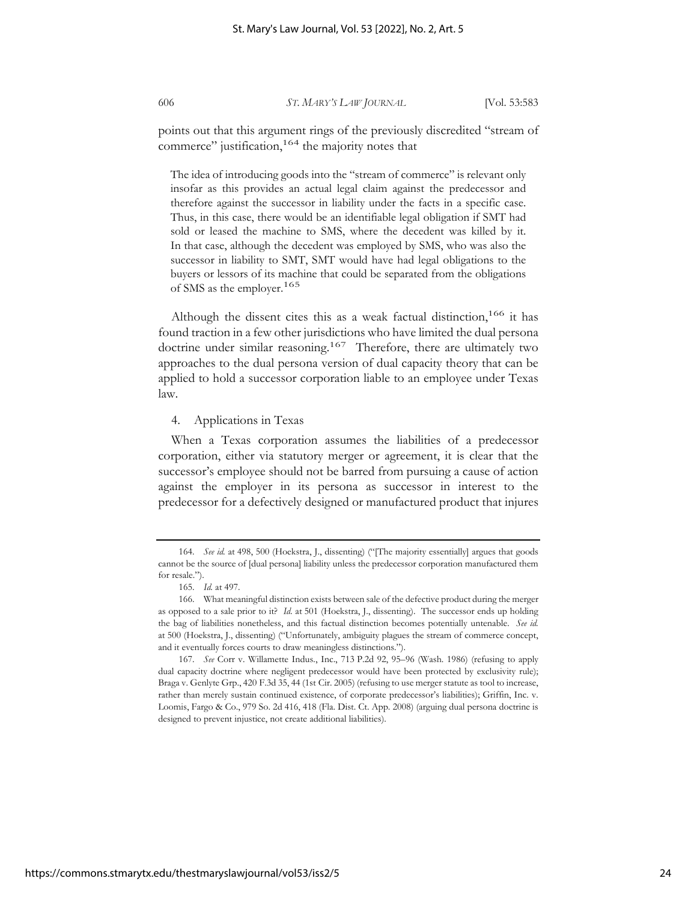points out that this argument rings of the previously discredited "stream of commerce" justification,[164] the majority notes that

> The idea of introducing goods into the "stream of commerce" is relevant only insofar as this provides an actual legal claim against the predecessor and therefore against the successor in liability under the facts in a specific case. Thus, in this case, there would be an identifiable legal obligation if SMT had sold or leased the machine to SMS, where the decedent was killed by it. In that case, although the decedent was employed by SMS, who was also the successor in liability to SMT, SMT would have had legal obligations to the buyers or lessors of its machine that could be separated from the obligations of SMS as the employer.[165]

Although the dissent cites this as a weak factual distinction,[166] it has found traction in a few other jurisdictions who have limited the dual persona doctrine under similar reasoning.[167] Therefore, there are ultimately two approaches to the dual persona version of dual capacity theory that can be applied to hold a successor corporation liable to an employee under Texas law.

4. Applications in Texas

When a Texas corporation assumes the liabilities of a predecessor corporation, either via statutory merger or agreement, it is clear that the successor's employee should not be barred from pursuing a cause of action against the employer in its persona as successor in interest to the predecessor for a defectively designed or manufactured product that injures

---

164. *See id.* at 498, 500 (Hoekstra, J., dissenting) ("[The majority essentially] argues that goods cannot be the source of [dual persona] liability unless the predecessor corporation manufactured them for resale.").

165. *Id.* at 497.

166. What meaningful distinction exists between sale of the defective product during the merger as opposed to a sale prior to it? *Id.* at 501 (Hoekstra, J., dissenting). The successor ends up holding the bag of liabilities nonetheless, and this factual distinction becomes potentially untenable. *See id.* at 500 (Hoekstra, J., dissenting) ("Unfortunately, ambiguity plagues the stream of commerce concept, and it eventually forces courts to draw meaningless distinctions.").

167. *See* Corr v. Willamette Indus., Inc., 713 P.2d 92, 95–96 (Wash. 1986) (refusing to apply dual capacity doctrine where negligent predecessor would have been protected by exclusivity rule); Braga v. Genlyte Grp., 420 F.3d 35, 44 (1st Cir. 2005) (refusing to use merger statute as tool to increase, rather than merely sustain continued existence, of corporate predecessor's liabilities); Griffin, Inc. v. Loomis, Fargo & Co., 979 So. 2d 416, 418 (Fla. Dist. Ct. App. 2008) (arguing dual persona doctrine is designed to prevent injustice, not create additional liabilities).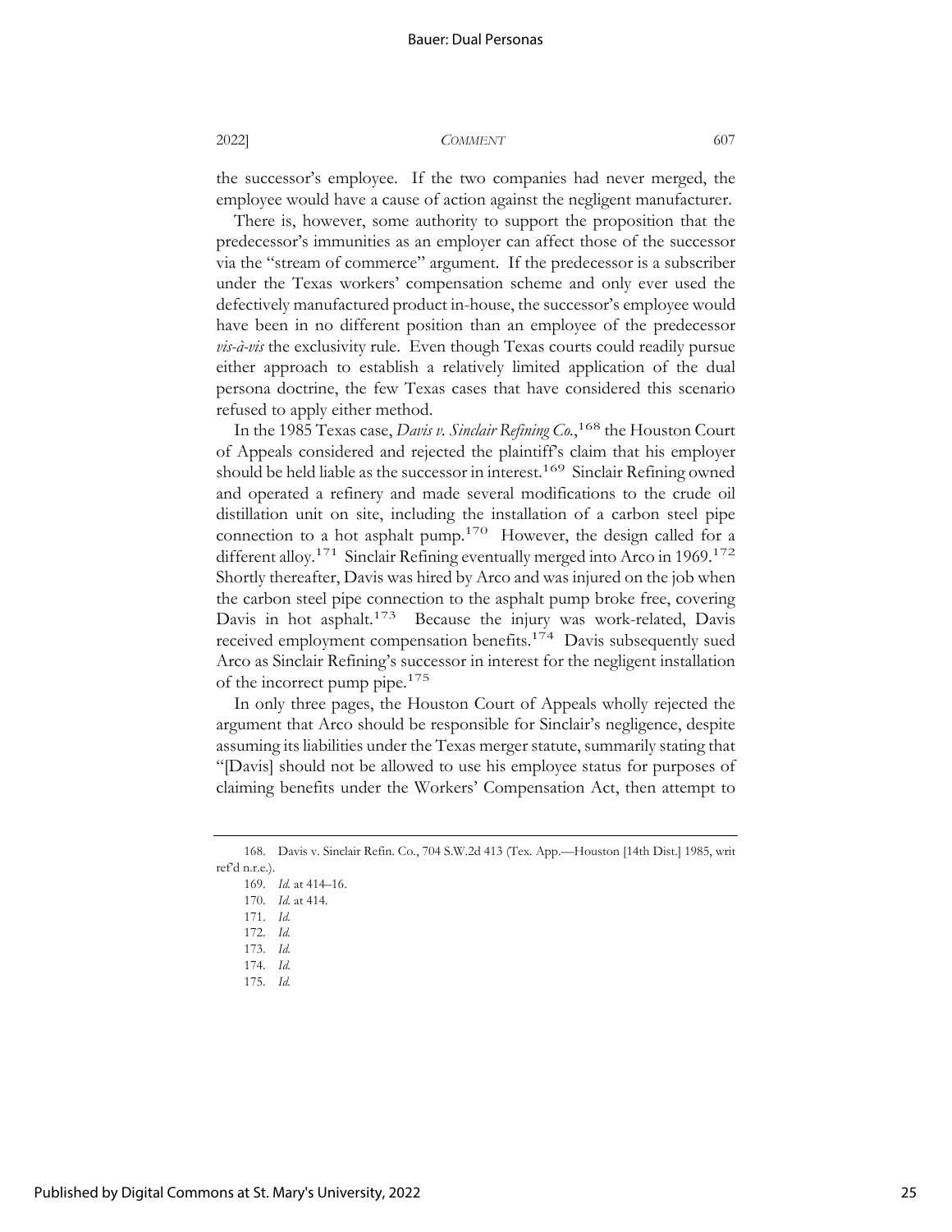the successor's employee. If the two companies had never merged, the employee would have a cause of action against the negligent manufacturer.

There is, however, some authority to support the proposition that the predecessor's immunities as an employer can affect those of the successor via the "stream of commerce" argument. If the predecessor is a subscriber under the Texas workers' compensation scheme and only ever used the defectively manufactured product in-house, the successor's employee would have been in no different position than an employee of the predecessor *vis-à-vis* the exclusivity rule. Even though Texas courts could readily pursue either approach to establish a relatively limited application of the dual persona doctrine, the few Texas cases that have considered this scenario refused to apply either method.

In the 1985 Texas case, *Davis v. Sinclair Refining Co.*,[168] the Houston Court of Appeals considered and rejected the plaintiff's claim that his employer should be held liable as the successor in interest.[169] Sinclair Refining owned and operated a refinery and made several modifications to the crude oil distillation unit on site, including the installation of a carbon steel pipe connection to a hot asphalt pump.[170] However, the design called for a different alloy.[171] Sinclair Refining eventually merged into Arco in 1969.[172] Shortly thereafter, Davis was hired by Arco and was injured on the job when the carbon steel pipe connection to the asphalt pump broke free, covering Davis in hot asphalt.[173] Because the injury was work-related, Davis received employment compensation benefits.[174] Davis subsequently sued Arco as Sinclair Refining's successor in interest for the negligent installation of the incorrect pump pipe.[175]

In only three pages, the Houston Court of Appeals wholly rejected the argument that Arco should be responsible for Sinclair's negligence, despite assuming its liabilities under the Texas merger statute, summarily stating that "[Davis] should not be allowed to use his employee status for purposes of claiming benefits under the Workers' Compensation Act, then attempt to

---

168. Davis v. Sinclair Refin. Co., 704 S.W.2d 413 (Tex. App.—Houston [14th Dist.] 1985, writ ref'd n.r.e.).

169. *Id.* at 414–16.

170. *Id.* at 414.

171. *Id.*

172. *Id.*

173. *Id.*

174. *Id.*

175. *Id.*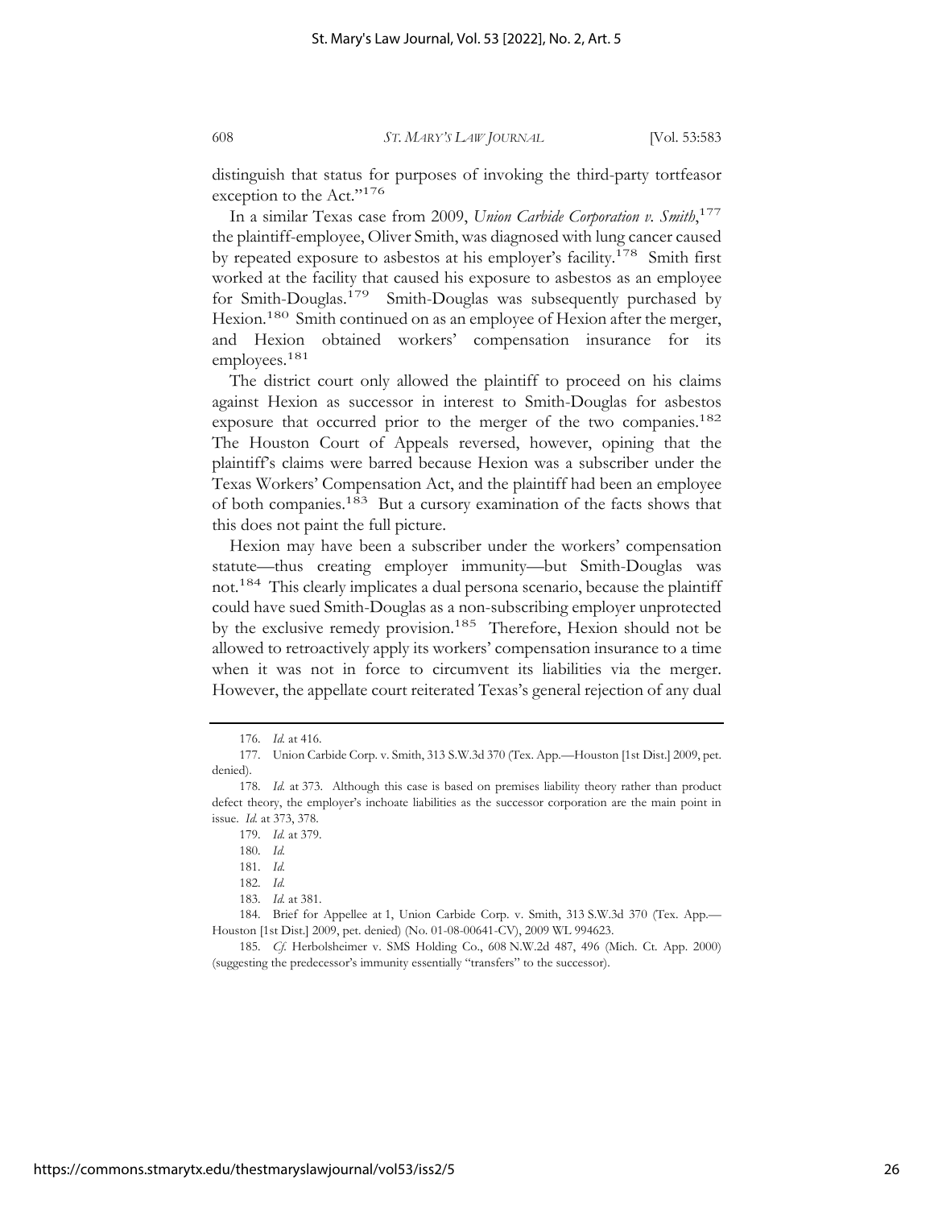distinguish that status for purposes of invoking the third-party tortfeasor exception to the Act."[176]

In a similar Texas case from 2009, *Union Carbide Corporation v. Smith*,[177] the plaintiff-employee, Oliver Smith, was diagnosed with lung cancer caused by repeated exposure to asbestos at his employer's facility.[178] Smith first worked at the facility that caused his exposure to asbestos as an employee for Smith-Douglas.[179] Smith-Douglas was subsequently purchased by Hexion.[180] Smith continued on as an employee of Hexion after the merger, and Hexion obtained workers' compensation insurance for its employees.[181]

The district court only allowed the plaintiff to proceed on his claims against Hexion as successor in interest to Smith-Douglas for asbestos exposure that occurred prior to the merger of the two companies.[182] The Houston Court of Appeals reversed, however, opining that the plaintiff's claims were barred because Hexion was a subscriber under the Texas Workers' Compensation Act, and the plaintiff had been an employee of both companies.[183] But a cursory examination of the facts shows that this does not paint the full picture.

Hexion may have been a subscriber under the workers' compensation statute—thus creating employer immunity—but Smith-Douglas was not.[184] This clearly implicates a dual persona scenario, because the plaintiff could have sued Smith-Douglas as a non-subscribing employer unprotected by the exclusive remedy provision.[185] Therefore, Hexion should not be allowed to retroactively apply its workers' compensation insurance to a time when it was not in force to circumvent its liabilities via the merger. However, the appellate court reiterated Texas's general rejection of any dual

---

176. *Id.* at 416.

177. Union Carbide Corp. v. Smith, 313 S.W.3d 370 (Tex. App.—Houston [1st Dist.] 2009, pet. denied).

178. *Id.* at 373. Although this case is based on premises liability theory rather than product defect theory, the employer's inchoate liabilities as the successor corporation are the main point in issue. *Id.* at 373, 378.

179. *Id.* at 379.

180. *Id.*

181. *Id.*

182. *Id.*

183. *Id.* at 381.

184. Brief for Appellee at 1, Union Carbide Corp. v. Smith, 313 S.W.3d 370 (Tex. App.—Houston [1st Dist.] 2009, pet. denied) (No. 01-08-00641-CV), 2009 WL 994623.

185. *Cf.* Herbolsheimer v. SMS Holding Co., 608 N.W.2d 487, 496 (Mich. Ct. App. 2000) (suggesting the predecessor's immunity essentially "transfers" to the successor).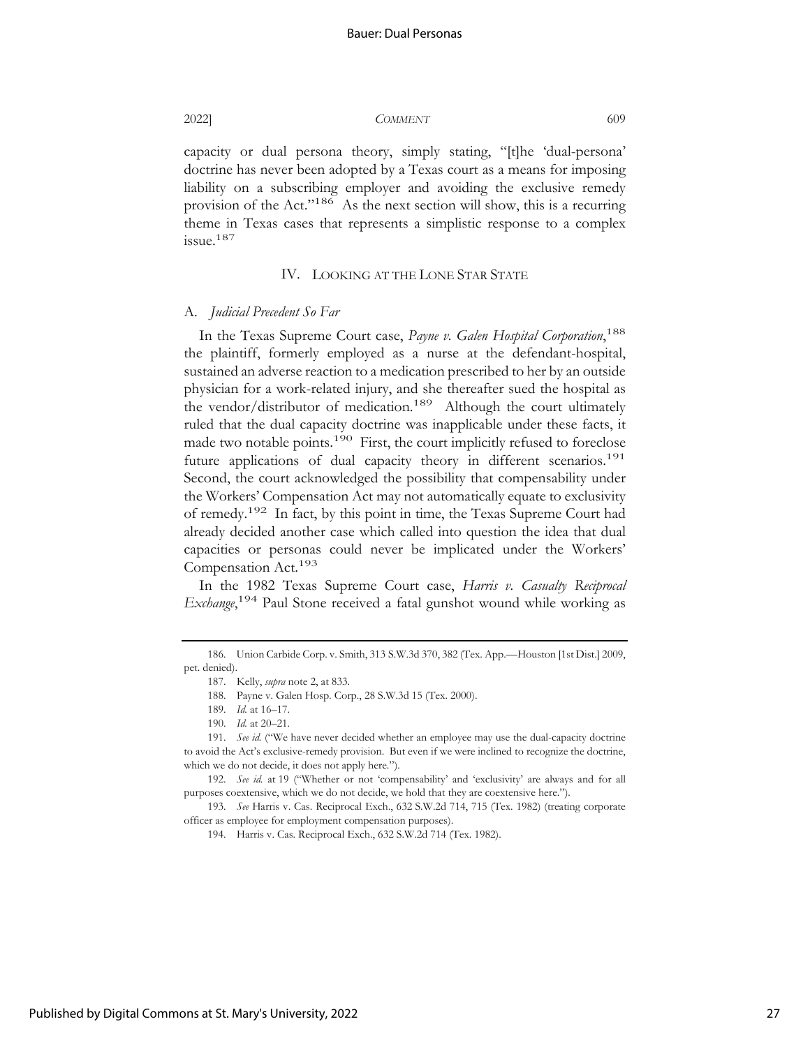capacity or dual persona theory, simply stating, "[t]he 'dual-persona' doctrine has never been adopted by a Texas court as a means for imposing liability on a subscribing employer and avoiding the exclusive remedy provision of the Act."[186] As the next section will show, this is a recurring theme in Texas cases that represents a simplistic response to a complex issue.[187]

## IV. Looking at the Lone Star State

### A. *Judicial Precedent So Far*

In the Texas Supreme Court case, *Payne v. Galen Hospital Corporation*,[188] the plaintiff, formerly employed as a nurse at the defendant-hospital, sustained an adverse reaction to a medication prescribed to her by an outside physician for a work-related injury, and she thereafter sued the hospital as the vendor/distributor of medication.[189] Although the court ultimately ruled that the dual capacity doctrine was inapplicable under these facts, it made two notable points.[190] First, the court implicitly refused to foreclose future applications of dual capacity theory in different scenarios.[191] Second, the court acknowledged the possibility that compensability under the Workers' Compensation Act may not automatically equate to exclusivity of remedy.[192] In fact, by this point in time, the Texas Supreme Court had already decided another case which called into question the idea that dual capacities or personas could never be implicated under the Workers' Compensation Act.[193]

In the 1982 Texas Supreme Court case, *Harris v. Casualty Reciprocal Exchange*,[194] Paul Stone received a fatal gunshot wound while working as

---

186. Union Carbide Corp. v. Smith, 313 S.W.3d 370, 382 (Tex. App.—Houston [1st Dist.] 2009, pet. denied).

187. Kelly, *supra* note 2, at 833.

188. Payne v. Galen Hosp. Corp., 28 S.W.3d 15 (Tex. 2000).

189. *Id.* at 16–17.

190. *Id.* at 20–21.

191. *See id.* ("We have never decided whether an employee may use the dual-capacity doctrine to avoid the Act's exclusive-remedy provision. But even if we were inclined to recognize the doctrine, which we do not decide, it does not apply here.").

192. *See id.* at 19 ("Whether or not 'compensability' and 'exclusivity' are always and for all purposes coextensive, which we do not decide, we hold that they are coextensive here.").

193. *See* Harris v. Cas. Reciprocal Exch., 632 S.W.2d 714, 715 (Tex. 1982) (treating corporate officer as employee for employment compensation purposes).

194. Harris v. Cas. Reciprocal Exch., 632 S.W.2d 714 (Tex. 1982).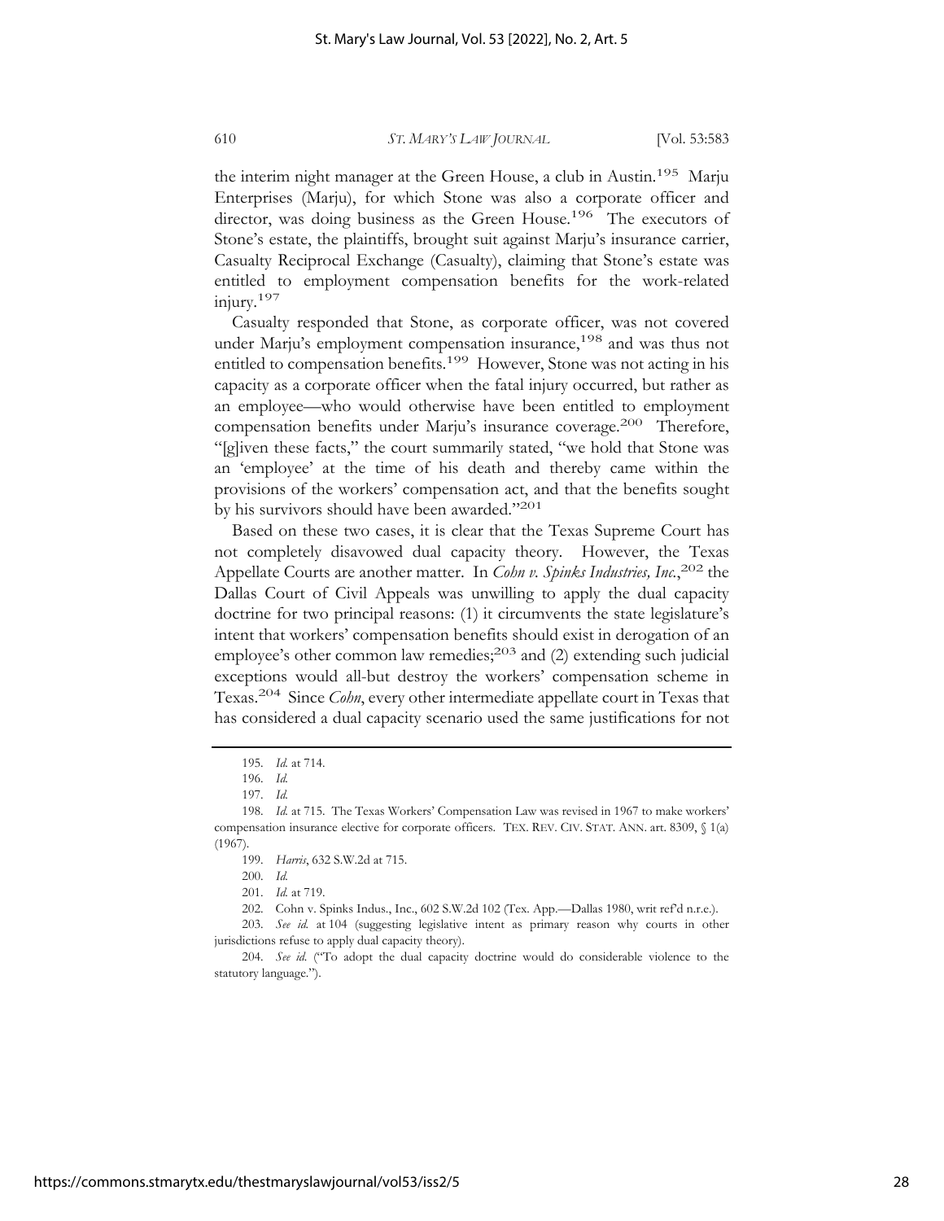the interim night manager at the Green House, a club in Austin.[195] Marju Enterprises (Marju), for which Stone was also a corporate officer and director, was doing business as the Green House.[196] The executors of Stone's estate, the plaintiffs, brought suit against Marju's insurance carrier, Casualty Reciprocal Exchange (Casualty), claiming that Stone's estate was entitled to employment compensation benefits for the work-related injury.[197]

Casualty responded that Stone, as corporate officer, was not covered under Marju's employment compensation insurance,[198] and was thus not entitled to compensation benefits.[199] However, Stone was not acting in his capacity as a corporate officer when the fatal injury occurred, but rather as an employee—who would otherwise have been entitled to employment compensation benefits under Marju's insurance coverage.[200] Therefore, "[g]iven these facts," the court summarily stated, "we hold that Stone was an 'employee' at the time of his death and thereby came within the provisions of the workers' compensation act, and that the benefits sought by his survivors should have been awarded."[201]

Based on these two cases, it is clear that the Texas Supreme Court has not completely disavowed dual capacity theory. However, the Texas Appellate Courts are another matter. In *Cohn v. Spinks Industries, Inc.*,[202] the Dallas Court of Civil Appeals was unwilling to apply the dual capacity doctrine for two principal reasons: (1) it circumvents the state legislature's intent that workers' compensation benefits should exist in derogation of an employee's other common law remedies;[203] and (2) extending such judicial exceptions would all-but destroy the workers' compensation scheme in Texas.[204] Since *Cohn*, every other intermediate appellate court in Texas that has considered a dual capacity scenario used the same justifications for not

---

195. *Id.* at 714.

196. *Id.*

197. *Id.*

198. *Id.* at 715. The Texas Workers' Compensation Law was revised in 1967 to make workers' compensation insurance elective for corporate officers. TEX. REV. CIV. STAT. ANN. art. 8309, § 1(a) (1967).

199. *Harris*, 632 S.W.2d at 715.

200. *Id.*

201. *Id.* at 719.

202. Cohn v. Spinks Indus., Inc., 602 S.W.2d 102 (Tex. App.—Dallas 1980, writ ref'd n.r.e.).

203. *See id.* at 104 (suggesting legislative intent as primary reason why courts in other jurisdictions refuse to apply dual capacity theory).

204. *See id.* ("To adopt the dual capacity doctrine would do considerable violence to the statutory language.").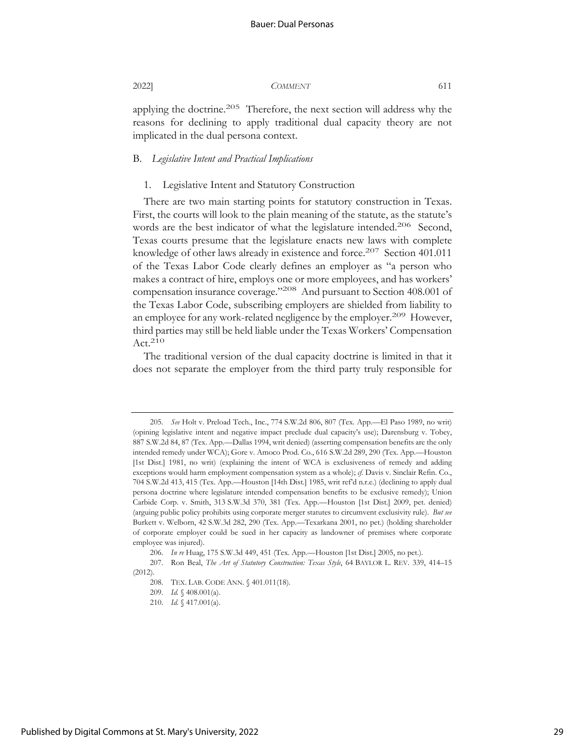applying the doctrine.[205] Therefore, the next section will address why the reasons for declining to apply traditional dual capacity theory are not implicated in the dual persona context.

### B. *Legislative Intent and Practical Implications*

#### 1. Legislative Intent and Statutory Construction

There are two main starting points for statutory construction in Texas. First, the courts will look to the plain meaning of the statute, as the statute's words are the best indicator of what the legislature intended.[206] Second, Texas courts presume that the legislature enacts new laws with complete knowledge of other laws already in existence and force.[207] Section 401.011 of the Texas Labor Code clearly defines an employer as "a person who makes a contract of hire, employs one or more employees, and has workers' compensation insurance coverage."[208] And pursuant to Section 408.001 of the Texas Labor Code, subscribing employers are shielded from liability to an employee for any work-related negligence by the employer.[209] However, third parties may still be held liable under the Texas Workers' Compensation Act.[210]

The traditional version of the dual capacity doctrine is limited in that it does not separate the employer from the third party truly responsible for

---

205. *See* Holt v. Preload Tech., Inc., 774 S.W.2d 806, 807 (Tex. App.—El Paso 1989, no writ) (opining legislative intent and negative impact preclude dual capacity's use); Darensburg v. Tobey, 887 S.W.2d 84, 87 (Tex. App.—Dallas 1994, writ denied) (asserting compensation benefits are the only intended remedy under WCA); Gore v. Amoco Prod. Co., 616 S.W.2d 289, 290 (Tex. App.—Houston [1st Dist.] 1981, no writ) (explaining the intent of WCA is exclusiveness of remedy and adding exceptions would harm employment compensation system as a whole); *cf.* Davis v. Sinclair Refin. Co., 704 S.W.2d 413, 415 (Tex. App.—Houston [14th Dist.] 1985, writ ref'd n.r.e.) (declining to apply dual persona doctrine where legislature intended compensation benefits to be exclusive remedy); Union Carbide Corp. v. Smith, 313 S.W.3d 370, 381 (Tex. App.—Houston [1st Dist.] 2009, pet. denied) (arguing public policy prohibits using corporate merger statutes to circumvent exclusivity rule). *But see* Burkett v. Welborn, 42 S.W.3d 282, 290 (Tex. App.—Texarkana 2001, no pet.) (holding shareholder of corporate employer could be sued in her capacity as landowner of premises where corporate employee was injured).

206. *In re* Huag, 175 S.W.3d 449, 451 (Tex. App.—Houston [1st Dist.] 2005, no pet.).

207. Ron Beal, *The Art of Statutory Construction: Texas Style*, 64 BAYLOR L. REV. 339, 414–15 (2012).

208. TEX. LAB. CODE ANN. § 401.011(18).

209. *Id.* § 408.001(a).

210. *Id.* § 417.001(a).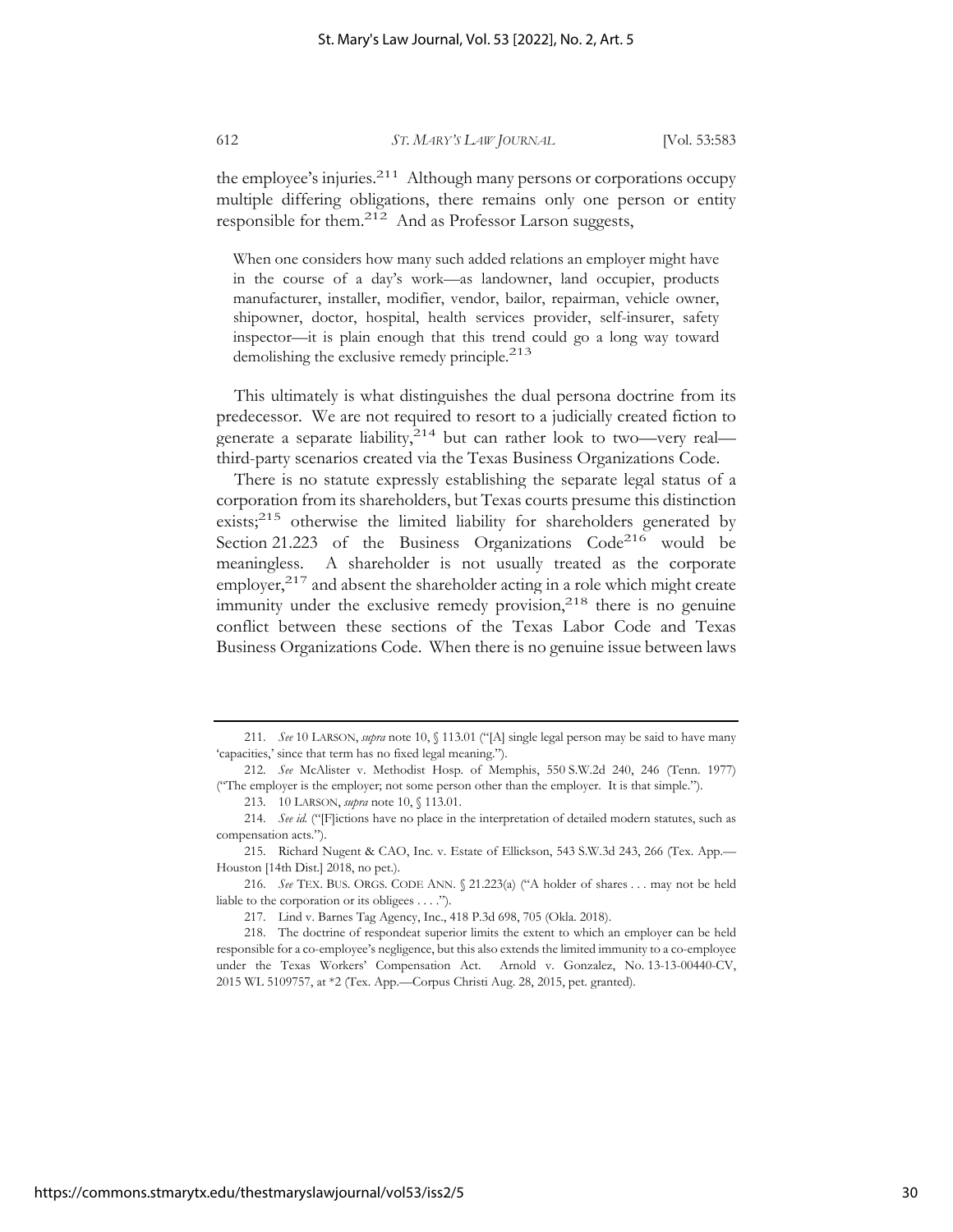the employee's injuries.[211] Although many persons or corporations occupy multiple differing obligations, there remains only one person or entity responsible for them.[212] And as Professor Larson suggests,

> When one considers how many such added relations an employer might have in the course of a day's work—as landowner, land occupier, products manufacturer, installer, modifier, vendor, bailor, repairman, vehicle owner, shipowner, doctor, hospital, health services provider, self-insurer, safety inspector—it is plain enough that this trend could go a long way toward demolishing the exclusive remedy principle.[213]

This ultimately is what distinguishes the dual persona doctrine from its predecessor. We are not required to resort to a judicially created fiction to generate a separate liability,[214] but can rather look to two—very real—third-party scenarios created via the Texas Business Organizations Code.

There is no statute expressly establishing the separate legal status of a corporation from its shareholders, but Texas courts presume this distinction exists;[215] otherwise the limited liability for shareholders generated by Section 21.223 of the Business Organizations Code[216] would be meaningless. A shareholder is not usually treated as the corporate employer,[217] and absent the shareholder acting in a role which might create immunity under the exclusive remedy provision,[218] there is no genuine conflict between these sections of the Texas Labor Code and Texas Business Organizations Code. When there is no genuine issue between laws

---

211. *See* 10 LARSON, *supra* note 10, § 113.01 ("[A] single legal person may be said to have many 'capacities,' since that term has no fixed legal meaning.").

212. *See* McAlister v. Methodist Hosp. of Memphis, 550 S.W.2d 240, 246 (Tenn. 1977) ("The employer is the employer; not some person other than the employer. It is that simple.").

213. 10 LARSON, *supra* note 10, § 113.01.

214. *See id.* ("[F]ictions have no place in the interpretation of detailed modern statutes, such as compensation acts.").

215. Richard Nugent & CAO, Inc. v. Estate of Ellickson, 543 S.W.3d 243, 266 (Tex. App.—Houston [14th Dist.] 2018, no pet.).

216. *See* TEX. BUS. ORGS. CODE ANN. § 21.223(a) ("A holder of shares . . . may not be held liable to the corporation or its obligees . . . .").

217. Lind v. Barnes Tag Agency, Inc., 418 P.3d 698, 705 (Okla. 2018).

218. The doctrine of respondeat superior limits the extent to which an employer can be held responsible for a co-employee's negligence, but this also extends the limited immunity to a co-employee under the Texas Workers' Compensation Act. Arnold v. Gonzalez, No. 13-13-00440-CV, 2015 WL 5109757, at *2 (Tex. App.—Corpus Christi Aug. 28, 2015, pet. granted).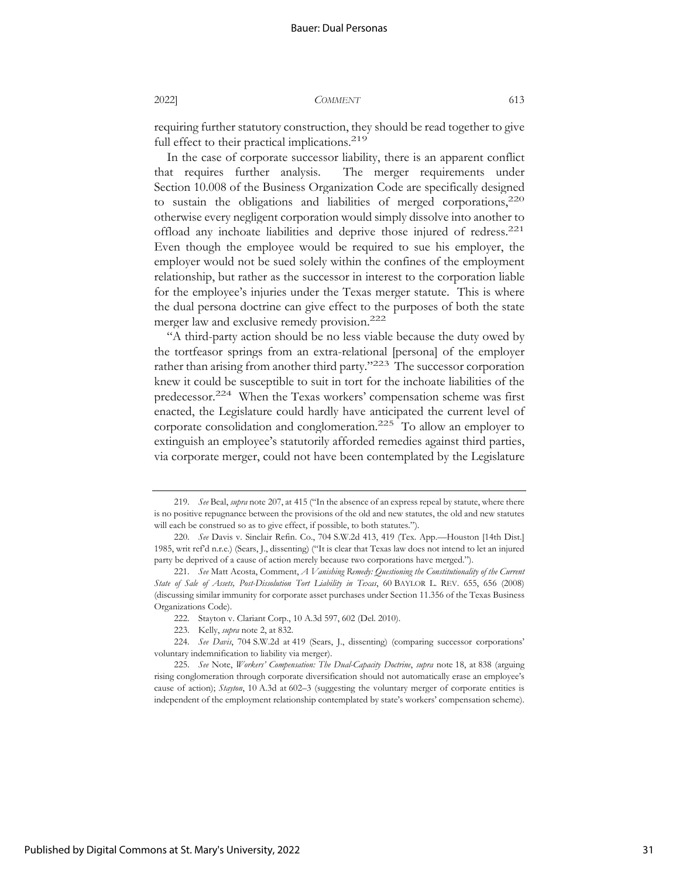requiring further statutory construction, they should be read together to give full effect to their practical implications.[219]

In the case of corporate successor liability, there is an apparent conflict that requires further analysis. The merger requirements under Section 10.008 of the Business Organization Code are specifically designed to sustain the obligations and liabilities of merged corporations,[220] otherwise every negligent corporation would simply dissolve into another to offload any inchoate liabilities and deprive those injured of redress.[221] Even though the employee would be required to sue his employer, the employer would not be sued solely within the confines of the employment relationship, but rather as the successor in interest to the corporation liable for the employee's injuries under the Texas merger statute. This is where the dual persona doctrine can give effect to the purposes of both the state merger law and exclusive remedy provision.[222]

"A third-party action should be no less viable because the duty owed by the tortfeasor springs from an extra-relational [persona] of the employer rather than arising from another third party."[223] The successor corporation knew it could be susceptible to suit in tort for the inchoate liabilities of the predecessor.[224] When the Texas workers' compensation scheme was first enacted, the Legislature could hardly have anticipated the current level of corporate consolidation and conglomeration.[225] To allow an employer to extinguish an employee's statutorily afforded remedies against third parties, via corporate merger, could not have been contemplated by the Legislature

---

219. *See* Beal, *supra* note 207, at 415 ("In the absence of an express repeal by statute, where there is no positive repugnance between the provisions of the old and new statutes, the old and new statutes will each be construed so as to give effect, if possible, to both statutes.").

220. *See* Davis v. Sinclair Refin. Co., 704 S.W.2d 413, 419 (Tex. App.—Houston [14th Dist.] 1985, writ ref'd n.r.e.) (Sears, J., dissenting) ("It is clear that Texas law does not intend to let an injured party be deprived of a cause of action merely because two corporations have merged.").

221. *See* Matt Acosta, Comment, *A Vanishing Remedy: Questioning the Constitutionality of the Current State of Sale of Assets, Post-Dissolution Tort Liability in Texas*, 60 BAYLOR L. REV. 655, 656 (2008) (discussing similar immunity for corporate asset purchases under Section 11.356 of the Texas Business Organizations Code).

222. Stayton v. Clariant Corp., 10 A.3d 597, 602 (Del. 2010).

223. Kelly, *supra* note 2, at 832.

224. *See Davis*, 704 S.W.2d at 419 (Sears, J., dissenting) (comparing successor corporations' voluntary indemnification to liability via merger).

225. *See* Note, *Workers' Compensation: The Dual-Capacity Doctrine*, *supra* note 18, at 838 (arguing rising conglomeration through corporate diversification should not automatically erase an employee's cause of action); *Stayton*, 10 A.3d at 602–3 (suggesting the voluntary merger of corporate entities is independent of the employment relationship contemplated by state's workers' compensation scheme).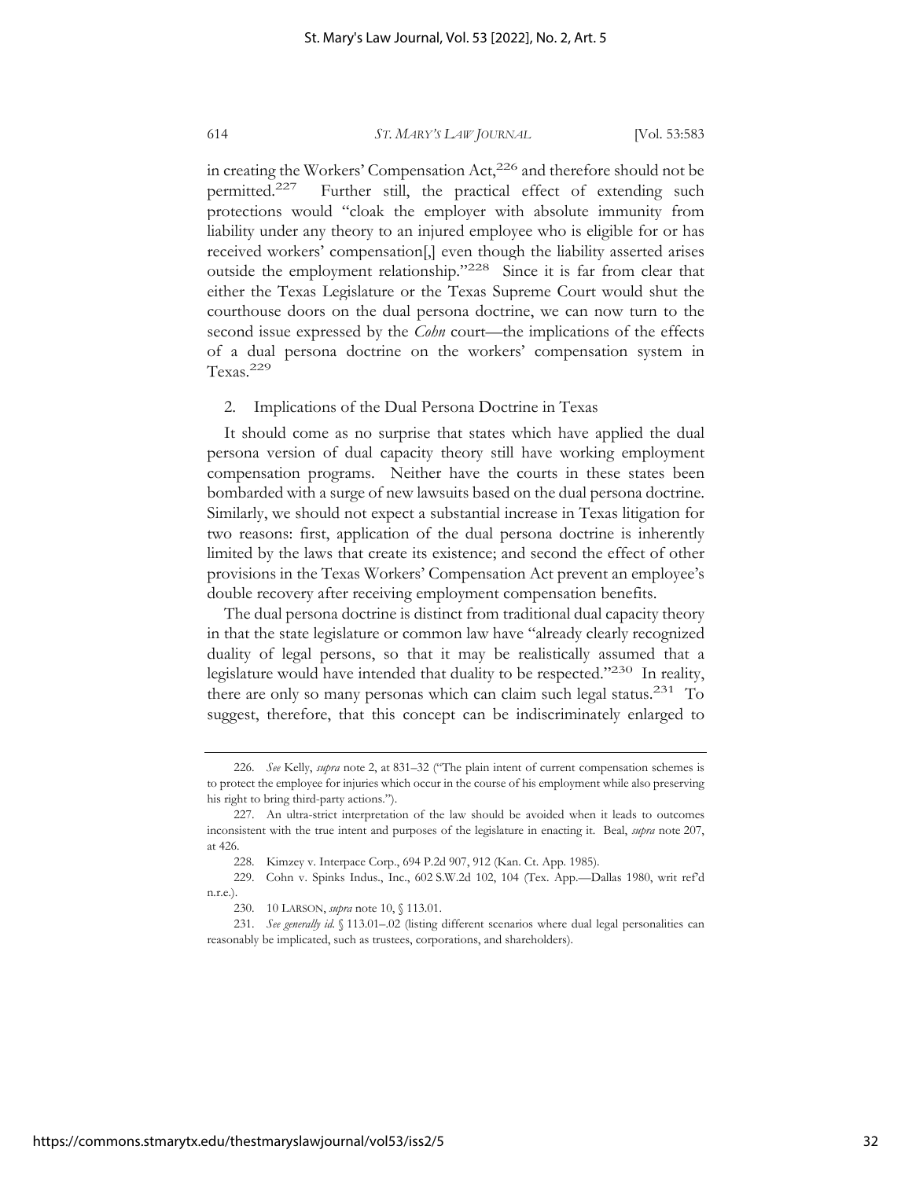in creating the Workers' Compensation Act,[226] and therefore should not be permitted.[227] Further still, the practical effect of extending such protections would "cloak the employer with absolute immunity from liability under any theory to an injured employee who is eligible for or has received workers' compensation[,] even though the liability asserted arises outside the employment relationship."[228] Since it is far from clear that either the Texas Legislature or the Texas Supreme Court would shut the courthouse doors on the dual persona doctrine, we can now turn to the second issue expressed by the *Cohn* court—the implications of the effects of a dual persona doctrine on the workers' compensation system in Texas.[229]

2. Implications of the Dual Persona Doctrine in Texas

It should come as no surprise that states which have applied the dual persona version of dual capacity theory still have working employment compensation programs. Neither have the courts in these states been bombarded with a surge of new lawsuits based on the dual persona doctrine. Similarly, we should not expect a substantial increase in Texas litigation for two reasons: first, application of the dual persona doctrine is inherently limited by the laws that create its existence; and second the effect of other provisions in the Texas Workers' Compensation Act prevent an employee's double recovery after receiving employment compensation benefits.

The dual persona doctrine is distinct from traditional dual capacity theory in that the state legislature or common law have "already clearly recognized duality of legal persons, so that it may be realistically assumed that a legislature would have intended that duality to be respected."[230] In reality, there are only so many personas which can claim such legal status.[231] To suggest, therefore, that this concept can be indiscriminately enlarged to

---

226. *See* Kelly, *supra* note 2, at 831–32 ("The plain intent of current compensation schemes is to protect the employee for injuries which occur in the course of his employment while also preserving his right to bring third-party actions.").

227. An ultra-strict interpretation of the law should be avoided when it leads to outcomes inconsistent with the true intent and purposes of the legislature in enacting it. Beal, *supra* note 207, at 426.

228. Kimzey v. Interpace Corp., 694 P.2d 907, 912 (Kan. Ct. App. 1985).

229. Cohn v. Spinks Indus., Inc., 602 S.W.2d 102, 104 (Tex. App.—Dallas 1980, writ ref'd n.r.e.).

230. 10 LARSON, *supra* note 10, § 113.01.

231. *See generally id.* § 113.01–.02 (listing different scenarios where dual legal personalities can reasonably be implicated, such as trustees, corporations, and shareholders).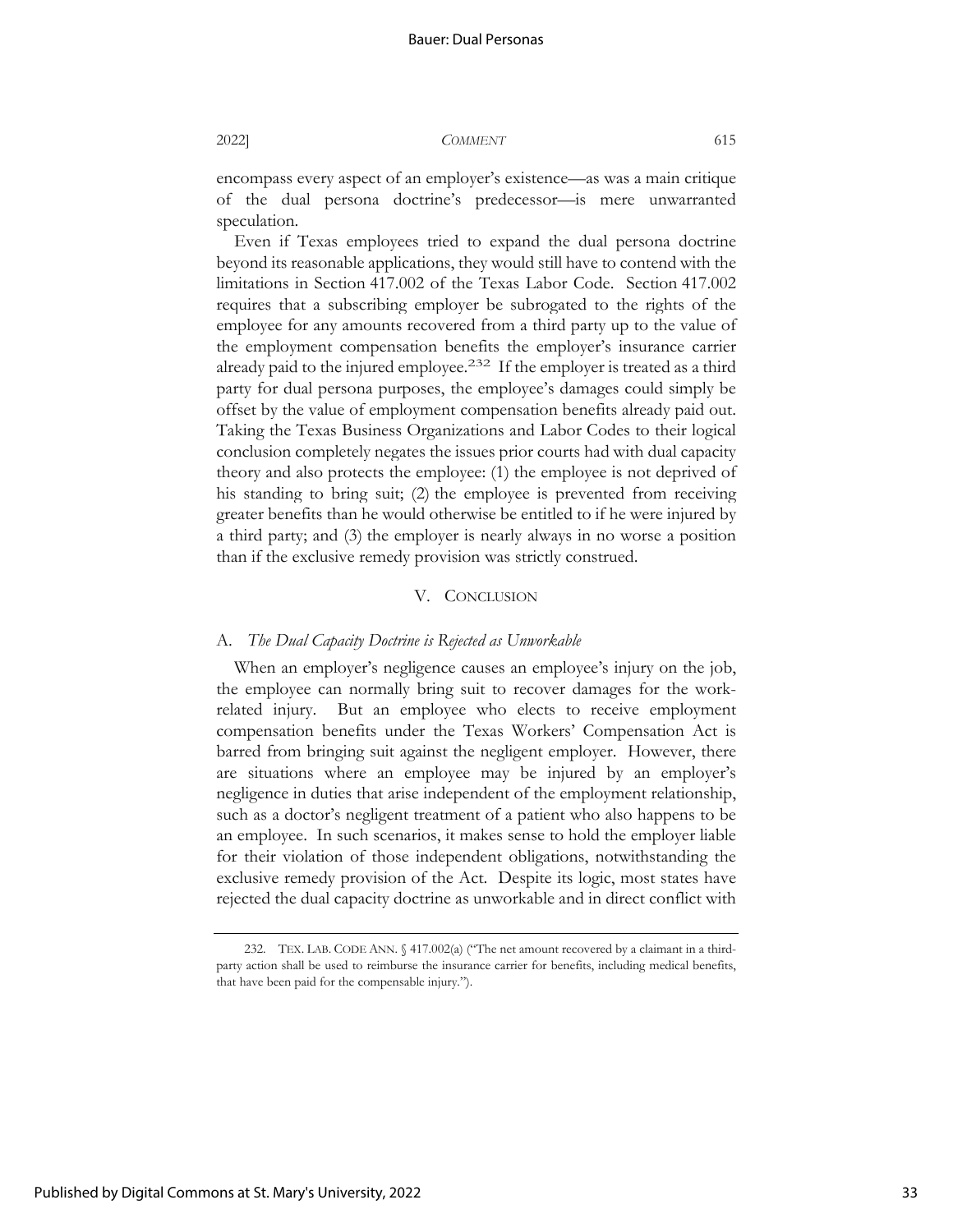encompass every aspect of an employer's existence—as was a main critique of the dual persona doctrine's predecessor—is mere unwarranted speculation.

Even if Texas employees tried to expand the dual persona doctrine beyond its reasonable applications, they would still have to contend with the limitations in Section 417.002 of the Texas Labor Code. Section 417.002 requires that a subscribing employer be subrogated to the rights of the employee for any amounts recovered from a third party up to the value of the employment compensation benefits the employer's insurance carrier already paid to the injured employee.[232] If the employer is treated as a third party for dual persona purposes, the employee's damages could simply be offset by the value of employment compensation benefits already paid out. Taking the Texas Business Organizations and Labor Codes to their logical conclusion completely negates the issues prior courts had with dual capacity theory and also protects the employee: (1) the employee is not deprived of his standing to bring suit; (2) the employee is prevented from receiving greater benefits than he would otherwise be entitled to if he were injured by a third party; and (3) the employer is nearly always in no worse a position than if the exclusive remedy provision was strictly construed.

## V. CONCLUSION

### A. *The Dual Capacity Doctrine is Rejected as Unworkable*

When an employer's negligence causes an employee's injury on the job, the employee can normally bring suit to recover damages for the work-related injury. But an employee who elects to receive employment compensation benefits under the Texas Workers' Compensation Act is barred from bringing suit against the negligent employer. However, there are situations where an employee may be injured by an employer's negligence in duties that arise independent of the employment relationship, such as a doctor's negligent treatment of a patient who also happens to be an employee. In such scenarios, it makes sense to hold the employer liable for their violation of those independent obligations, notwithstanding the exclusive remedy provision of the Act. Despite its logic, most states have rejected the dual capacity doctrine as unworkable and in direct conflict with

---

232. TEX. LAB. CODE ANN. § 417.002(a) ("The net amount recovered by a claimant in a third-party action shall be used to reimburse the insurance carrier for benefits, including medical benefits, that have been paid for the compensable injury.").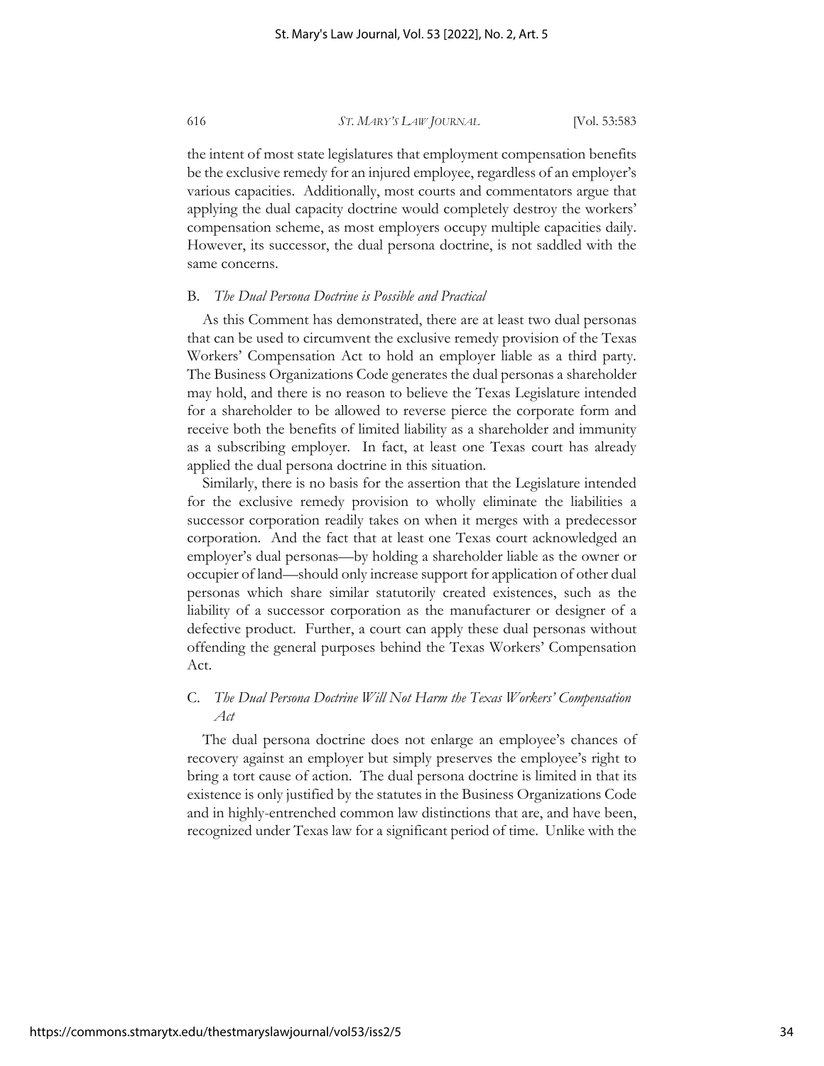the intent of most state legislatures that employment compensation benefits be the exclusive remedy for an injured employee, regardless of an employer's various capacities. Additionally, most courts and commentators argue that applying the dual capacity doctrine would completely destroy the workers' compensation scheme, as most employers occupy multiple capacities daily. However, its successor, the dual persona doctrine, is not saddled with the same concerns.

### B. *The Dual Persona Doctrine is Possible and Practical*

As this Comment has demonstrated, there are at least two dual personas that can be used to circumvent the exclusive remedy provision of the Texas Workers' Compensation Act to hold an employer liable as a third party. The Business Organizations Code generates the dual personas a shareholder may hold, and there is no reason to believe the Texas Legislature intended for a shareholder to be allowed to reverse pierce the corporate form and receive both the benefits of limited liability as a shareholder and immunity as a subscribing employer. In fact, at least one Texas court has already applied the dual persona doctrine in this situation.

Similarly, there is no basis for the assertion that the Legislature intended for the exclusive remedy provision to wholly eliminate the liabilities a successor corporation readily takes on when it merges with a predecessor corporation. And the fact that at least one Texas court acknowledged an employer's dual personas—by holding a shareholder liable as the owner or occupier of land—should only increase support for application of other dual personas which share similar statutorily created existences, such as the liability of a successor corporation as the manufacturer or designer of a defective product. Further, a court can apply these dual personas without offending the general purposes behind the Texas Workers' Compensation Act.

### C. *The Dual Persona Doctrine Will Not Harm the Texas Workers' Compensation Act*

The dual persona doctrine does not enlarge an employee's chances of recovery against an employer but simply preserves the employee's right to bring a tort cause of action. The dual persona doctrine is limited in that its existence is only justified by the statutes in the Business Organizations Code and in highly-entrenched common law distinctions that are, and have been, recognized under Texas law for a significant period of time. Unlike with the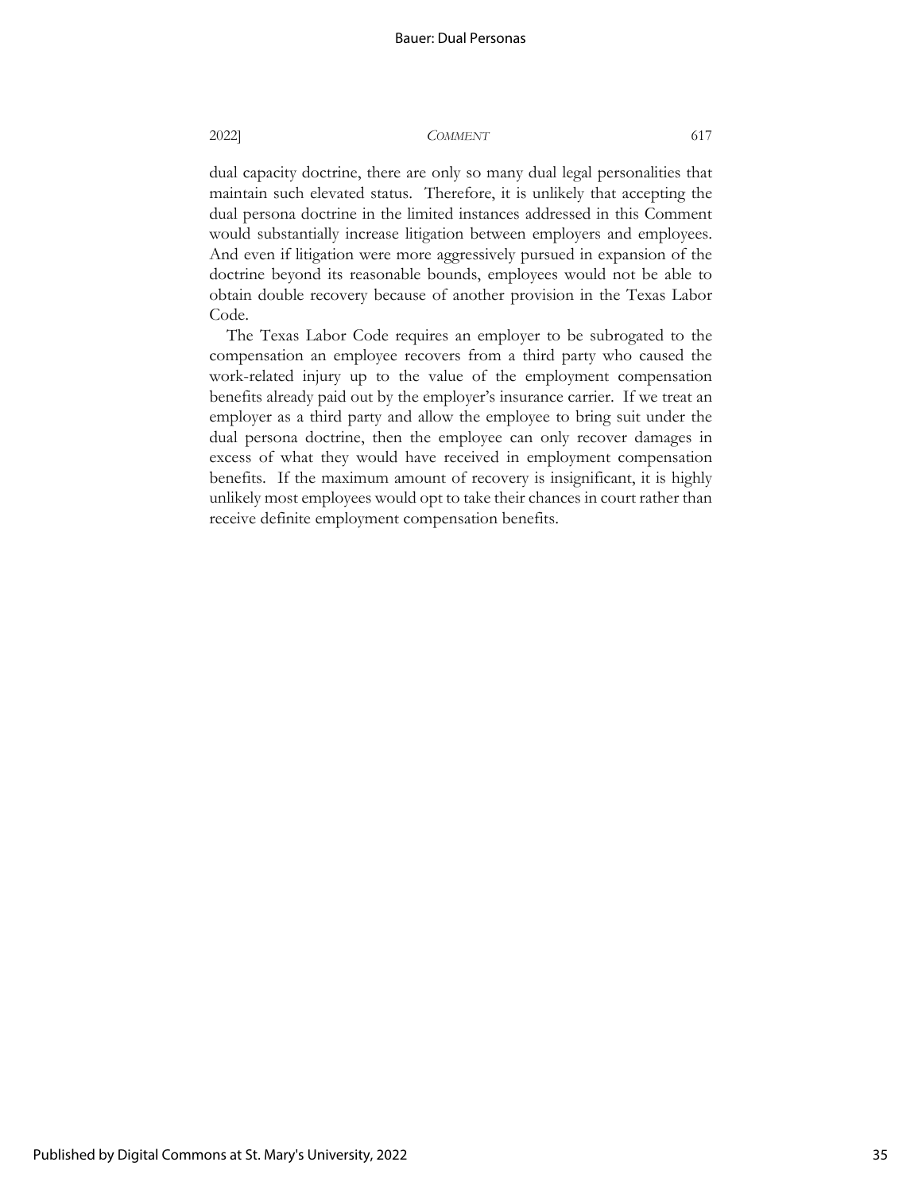dual capacity doctrine, there are only so many dual legal personalities that maintain such elevated status. Therefore, it is unlikely that accepting the dual persona doctrine in the limited instances addressed in this Comment would substantially increase litigation between employers and employees. And even if litigation were more aggressively pursued in expansion of the doctrine beyond its reasonable bounds, employees would not be able to obtain double recovery because of another provision in the Texas Labor Code.

The Texas Labor Code requires an employer to be subrogated to the compensation an employee recovers from a third party who caused the work-related injury up to the value of the employment compensation benefits already paid out by the employer's insurance carrier. If we treat an employer as a third party and allow the employee to bring suit under the dual persona doctrine, then the employee can only recover damages in excess of what they would have received in employment compensation benefits. If the maximum amount of recovery is insignificant, it is highly unlikely most employees would opt to take their chances in court rather than receive definite employment compensation benefits.